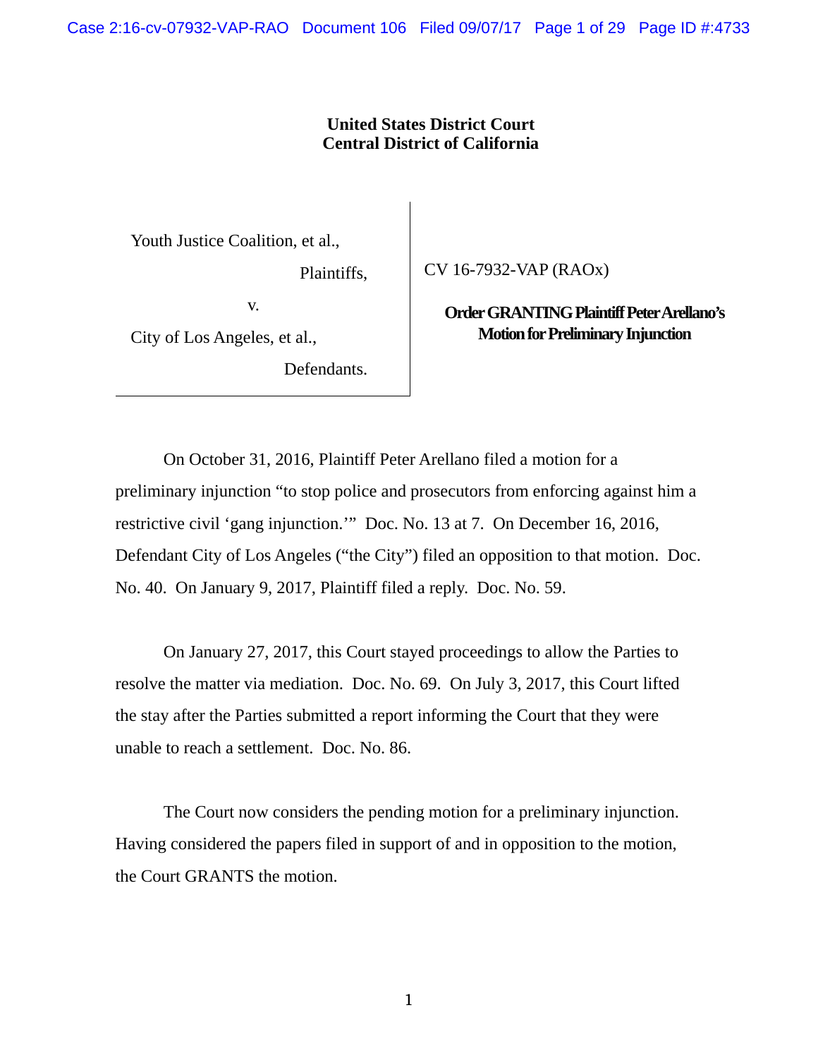**United States District Court**
**Central District of California**

| | |
|---|---|
| Youth Justice Coalition, et al., Plaintiffs, v. City of Los Angeles, et al., Defendants. | CV 16-7932-VAP (RAOx) **Order GRANTING Plaintiff Peter Arellano's Motion for Preliminary Injunction** |

On October 31, 2016, Plaintiff Peter Arellano filed a motion for a preliminary injunction "to stop police and prosecutors from enforcing against him a restrictive civil 'gang injunction.'" Doc. No. 13 at 7. On December 16, 2016, Defendant City of Los Angeles ("the City") filed an opposition to that motion. Doc. No. 40. On January 9, 2017, Plaintiff filed a reply. Doc. No. 59.

On January 27, 2017, this Court stayed proceedings to allow the Parties to resolve the matter via mediation. Doc. No. 69. On July 3, 2017, this Court lifted the stay after the Parties submitted a report informing the Court that they were unable to reach a settlement. Doc. No. 86.

The Court now considers the pending motion for a preliminary injunction. Having considered the papers filed in support of and in opposition to the motion, the Court GRANTS the motion.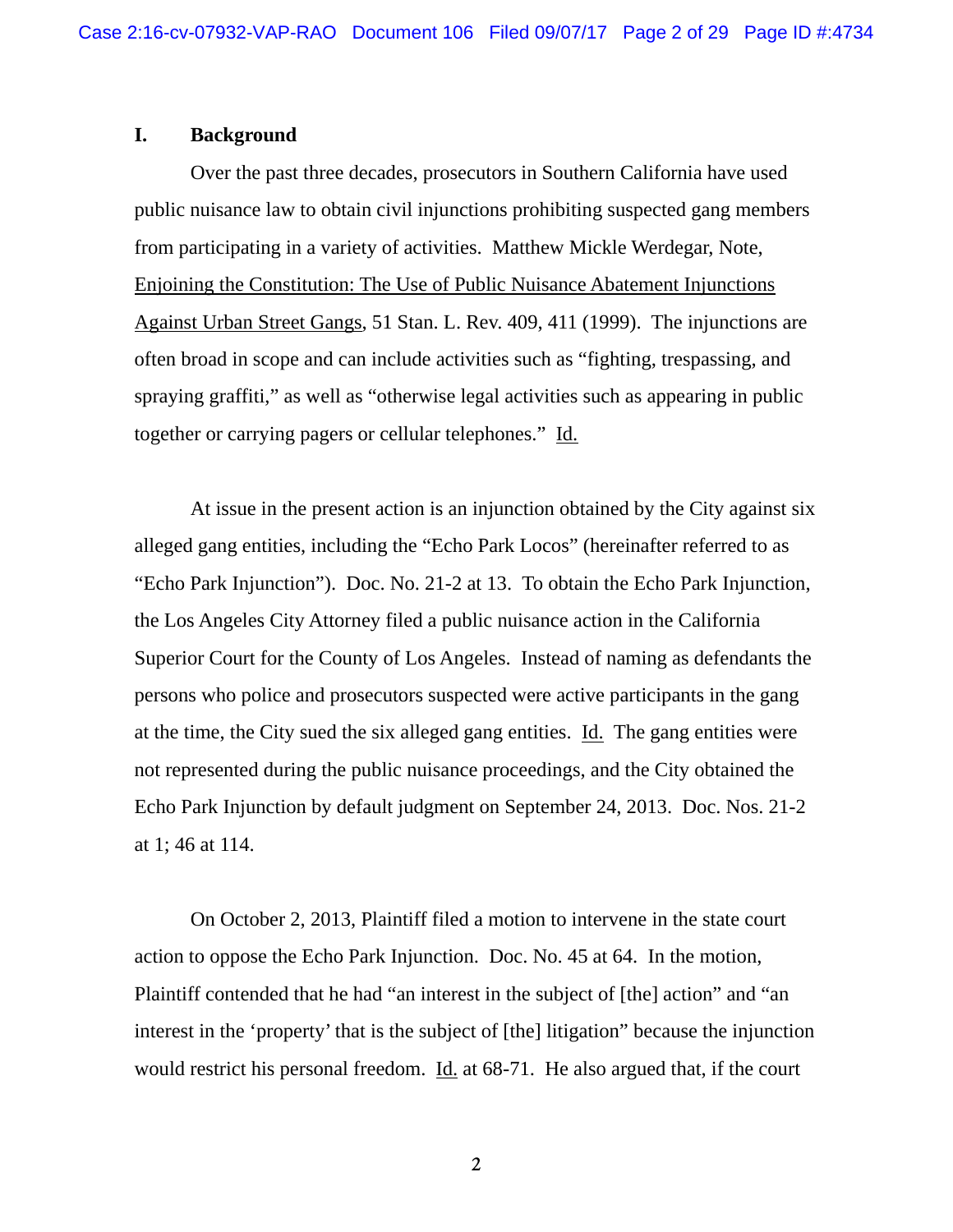## I. Background

Over the past three decades, prosecutors in Southern California have used public nuisance law to obtain civil injunctions prohibiting suspected gang members from participating in a variety of activities. Matthew Mickle Werdegar, Note, Enjoining the Constitution: The Use of Public Nuisance Abatement Injunctions Against Urban Street Gangs, 51 Stan. L. Rev. 409, 411 (1999). The injunctions are often broad in scope and can include activities such as "fighting, trespassing, and spraying graffiti," as well as "otherwise legal activities such as appearing in public together or carrying pagers or cellular telephones." Id.

At issue in the present action is an injunction obtained by the City against six alleged gang entities, including the "Echo Park Locos" (hereinafter referred to as "Echo Park Injunction"). Doc. No. 21-2 at 13. To obtain the Echo Park Injunction, the Los Angeles City Attorney filed a public nuisance action in the California Superior Court for the County of Los Angeles. Instead of naming as defendants the persons who police and prosecutors suspected were active participants in the gang at the time, the City sued the six alleged gang entities. Id. The gang entities were not represented during the public nuisance proceedings, and the City obtained the Echo Park Injunction by default judgment on September 24, 2013. Doc. Nos. 21-2 at 1; 46 at 114.

On October 2, 2013, Plaintiff filed a motion to intervene in the state court action to oppose the Echo Park Injunction. Doc. No. 45 at 64. In the motion, Plaintiff contended that he had "an interest in the subject of [the] action" and "an interest in the 'property' that is the subject of [the] litigation" because the injunction would restrict his personal freedom. Id. at 68-71. He also argued that, if the court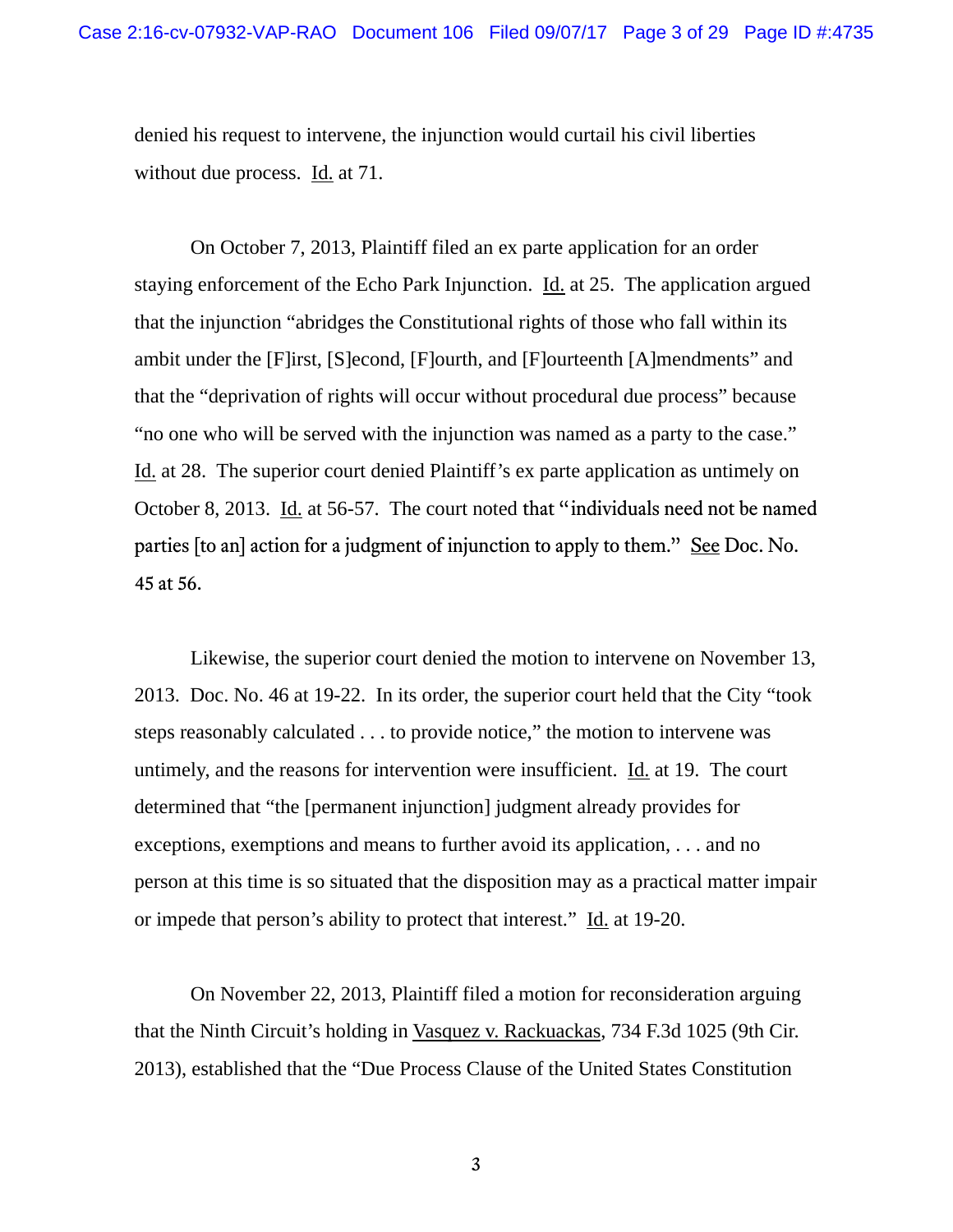denied his request to intervene, the injunction would curtail his civil liberties without due process. Id. at 71.

On October 7, 2013, Plaintiff filed an ex parte application for an order staying enforcement of the Echo Park Injunction. Id. at 25. The application argued that the injunction "abridges the Constitutional rights of those who fall within its ambit under the [F]irst, [S]econd, [F]ourth, and [F]ourteenth [A]mendments" and that the "deprivation of rights will occur without procedural due process" because "no one who will be served with the injunction was named as a party to the case." Id. at 28. The superior court denied Plaintiff's ex parte application as untimely on October 8, 2013. Id. at 56-57. The court noted that "individuals need not be named parties [to an] action for a judgment of injunction to apply to them." See Doc. No. 45 at 56.

Likewise, the superior court denied the motion to intervene on November 13, 2013. Doc. No. 46 at 19-22. In its order, the superior court held that the City "took steps reasonably calculated . . . to provide notice," the motion to intervene was untimely, and the reasons for intervention were insufficient. Id. at 19. The court determined that "the [permanent injunction] judgment already provides for exceptions, exemptions and means to further avoid its application, . . . and no person at this time is so situated that the disposition may as a practical matter impair or impede that person's ability to protect that interest." Id. at 19-20.

On November 22, 2013, Plaintiff filed a motion for reconsideration arguing that the Ninth Circuit's holding in Vasquez v. Rackuackas, 734 F.3d 1025 (9th Cir. 2013), established that the "Due Process Clause of the United States Constitution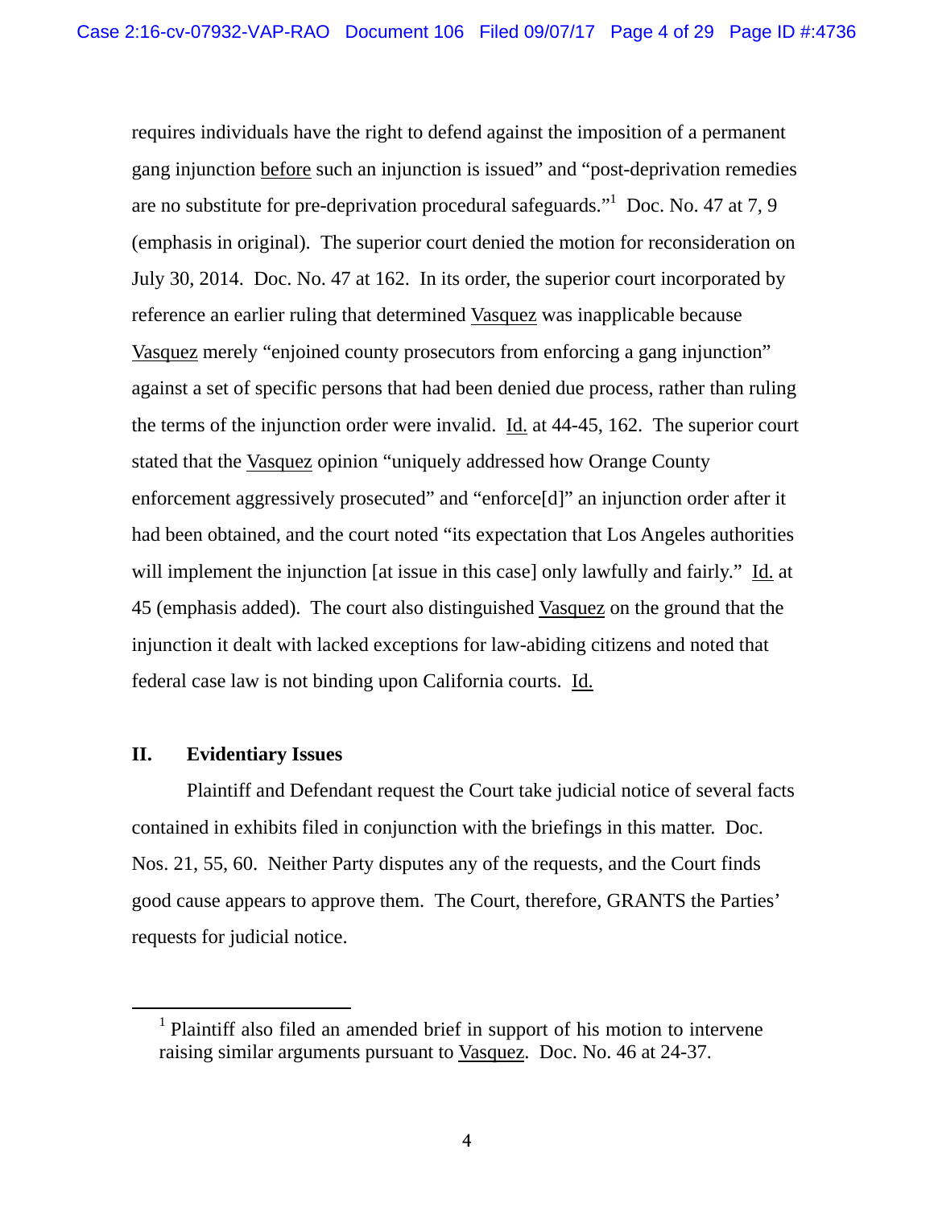requires individuals have the right to defend against the imposition of a permanent gang injunction before such an injunction is issued" and "post-deprivation remedies are no substitute for pre-deprivation procedural safeguards."[1] Doc. No. 47 at 7, 9 (emphasis in original). The superior court denied the motion for reconsideration on July 30, 2014. Doc. No. 47 at 162. In its order, the superior court incorporated by reference an earlier ruling that determined Vasquez was inapplicable because Vasquez merely "enjoined county prosecutors from enforcing a gang injunction" against a set of specific persons that had been denied due process, rather than ruling the terms of the injunction order were invalid. Id. at 44-45, 162. The superior court stated that the Vasquez opinion "uniquely addressed how Orange County enforcement aggressively prosecuted" and "enforce[d]" an injunction order after it had been obtained, and the court noted "its expectation that Los Angeles authorities will implement the injunction [at issue in this case] only lawfully and fairly." Id. at 45 (emphasis added). The court also distinguished Vasquez on the ground that the injunction it dealt with lacked exceptions for law-abiding citizens and noted that federal case law is not binding upon California courts. Id.

## II. Evidentiary Issues

Plaintiff and Defendant request the Court take judicial notice of several facts contained in exhibits filed in conjunction with the briefings in this matter. Doc. Nos. 21, 55, 60. Neither Party disputes any of the requests, and the Court finds good cause appears to approve them. The Court, therefore, GRANTS the Parties' requests for judicial notice.

---

[1] Plaintiff also filed an amended brief in support of his motion to intervene raising similar arguments pursuant to Vasquez. Doc. No. 46 at 24-37.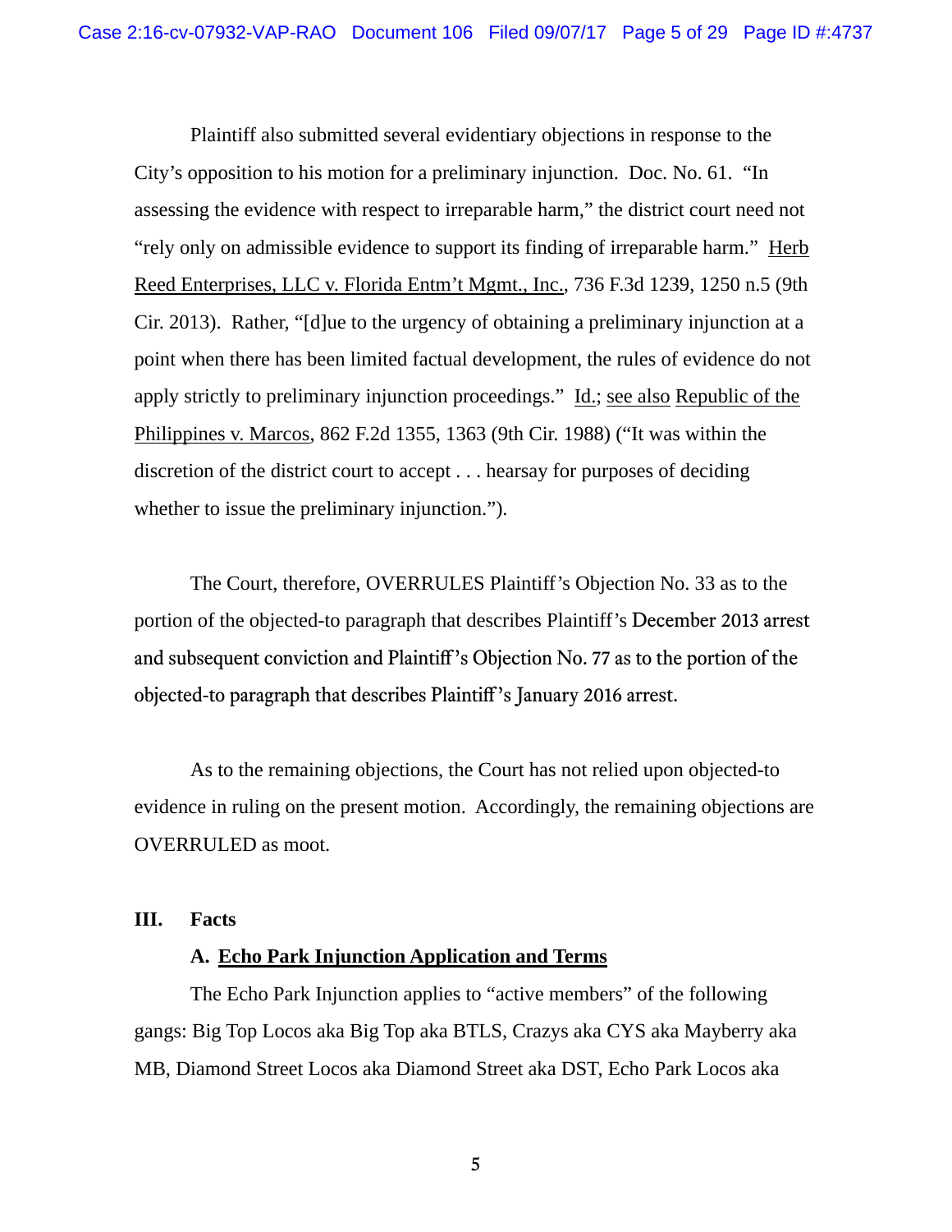Plaintiff also submitted several evidentiary objections in response to the City's opposition to his motion for a preliminary injunction. Doc. No. 61. "In assessing the evidence with respect to irreparable harm," the district court need not "rely only on admissible evidence to support its finding of irreparable harm." Herb Reed Enterprises, LLC v. Florida Entm't Mgmt., Inc., 736 F.3d 1239, 1250 n.5 (9th Cir. 2013). Rather, "[d]ue to the urgency of obtaining a preliminary injunction at a point when there has been limited factual development, the rules of evidence do not apply strictly to preliminary injunction proceedings." Id.; see also Republic of the Philippines v. Marcos, 862 F.2d 1355, 1363 (9th Cir. 1988) ("It was within the discretion of the district court to accept . . . hearsay for purposes of deciding whether to issue the preliminary injunction.").

The Court, therefore, OVERRULES Plaintiff's Objection No. 33 as to the portion of the objected-to paragraph that describes Plaintiff's December 2013 arrest and subsequent conviction and Plaintiff's Objection No. 77 as to the portion of the objected-to paragraph that describes Plaintiff's January 2016 arrest.

As to the remaining objections, the Court has not relied upon objected-to evidence in ruling on the present motion. Accordingly, the remaining objections are OVERRULED as moot.

## III. Facts

### A. Echo Park Injunction Application and Terms

The Echo Park Injunction applies to "active members" of the following gangs: Big Top Locos aka Big Top aka BTLS, Crazys aka CYS aka Mayberry aka MB, Diamond Street Locos aka Diamond Street aka DST, Echo Park Locos aka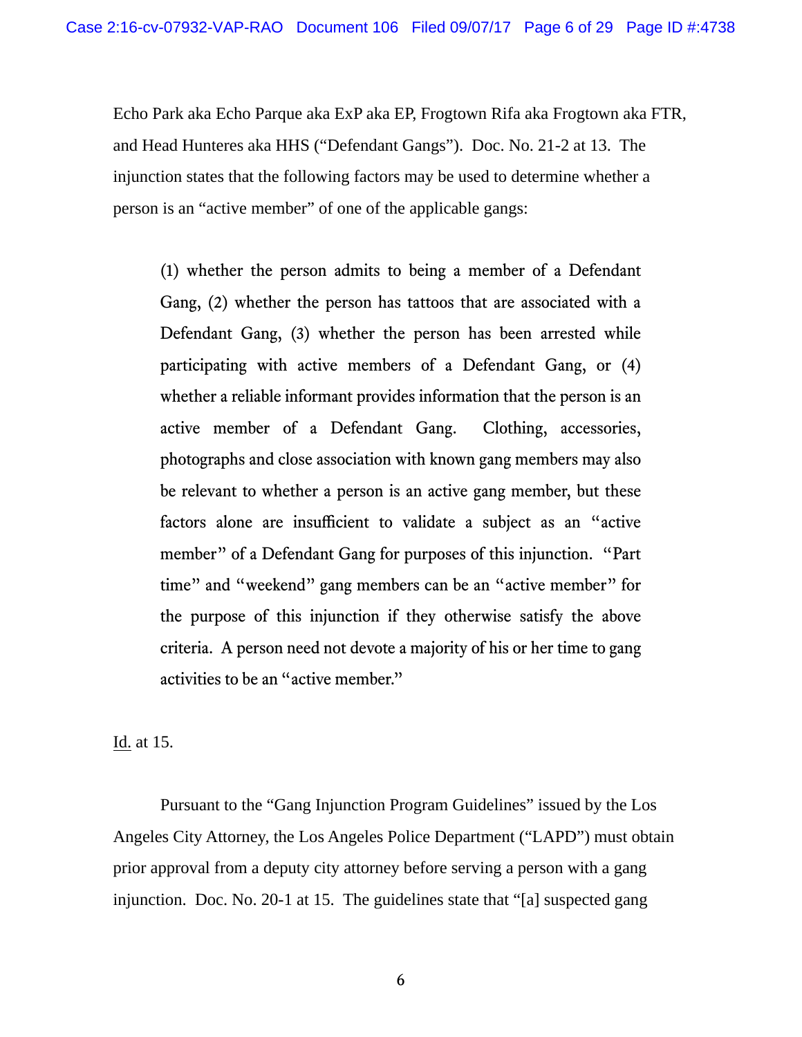Echo Park aka Echo Parque aka ExP aka EP, Frogtown Rifa aka Frogtown aka FTR, and Head Hunteres aka HHS ("Defendant Gangs"). Doc. No. 21-2 at 13. The injunction states that the following factors may be used to determine whether a person is an "active member" of one of the applicable gangs:

> (1) whether the person admits to being a member of a Defendant Gang, (2) whether the person has tattoos that are associated with a Defendant Gang, (3) whether the person has been arrested while participating with active members of a Defendant Gang, or (4) whether a reliable informant provides information that the person is an active member of a Defendant Gang. Clothing, accessories, photographs and close association with known gang members may also be relevant to whether a person is an active gang member, but these factors alone are insufficient to validate a subject as an "active member" of a Defendant Gang for purposes of this injunction. "Part time" and "weekend" gang members can be an "active member" for the purpose of this injunction if they otherwise satisfy the above criteria. A person need not devote a majority of his or her time to gang activities to be an "active member."

Id. at 15.

Pursuant to the "Gang Injunction Program Guidelines" issued by the Los Angeles City Attorney, the Los Angeles Police Department ("LAPD") must obtain prior approval from a deputy city attorney before serving a person with a gang injunction. Doc. No. 20-1 at 15. The guidelines state that "[a] suspected gang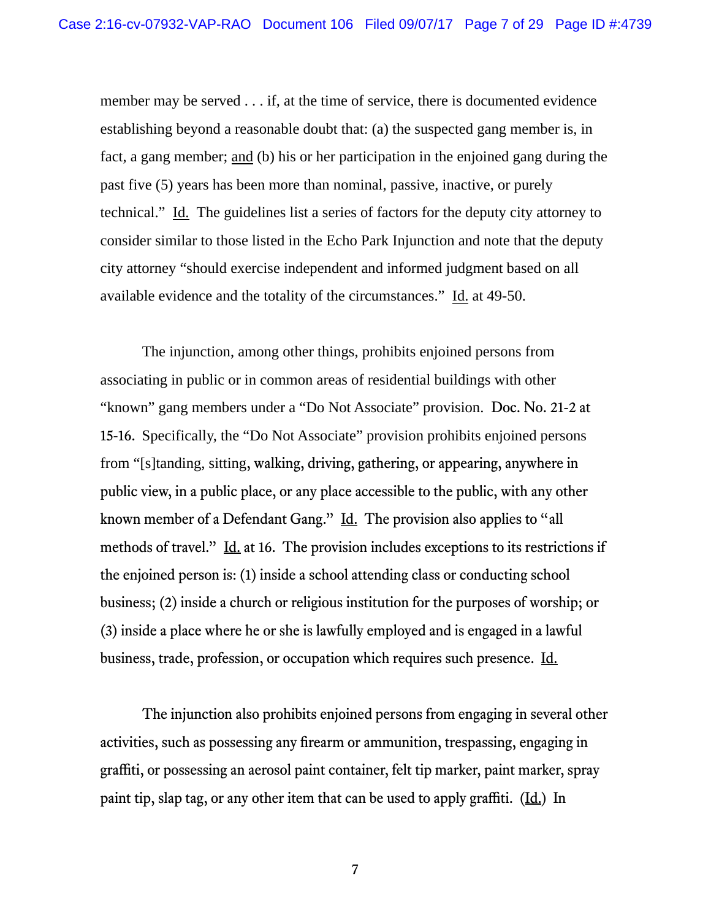member may be served . . . if, at the time of service, there is documented evidence establishing beyond a reasonable doubt that: (a) the suspected gang member is, in fact, a gang member; <u>and</u> (b) his or her participation in the enjoined gang during the past five (5) years has been more than nominal, passive, inactive, or purely technical." <u>Id.</u> The guidelines list a series of factors for the deputy city attorney to consider similar to those listed in the Echo Park Injunction and note that the deputy city attorney "should exercise independent and informed judgment based on all available evidence and the totality of the circumstances." <u>Id.</u> at 49-50.

The injunction, among other things, prohibits enjoined persons from associating in public or in common areas of residential buildings with other "known" gang members under a "Do Not Associate" provision. Doc. No. 21-2 at 15-16. Specifically, the "Do Not Associate" provision prohibits enjoined persons from "[s]tanding, sitting, walking, driving, gathering, or appearing, anywhere in public view, in a public place, or any place accessible to the public, with any other known member of a Defendant Gang." <u>Id.</u> The provision also applies to "all methods of travel." <u>Id.</u> at 16. The provision includes exceptions to its restrictions if the enjoined person is: (1) inside a school attending class or conducting school business; (2) inside a church or religious institution for the purposes of worship; or (3) inside a place where he or she is lawfully employed and is engaged in a lawful business, trade, profession, or occupation which requires such presence. <u>Id.</u>

The injunction also prohibits enjoined persons from engaging in several other activities, such as possessing any firearm or ammunition, trespassing, engaging in graffiti, or possessing an aerosol paint container, felt tip marker, paint marker, spray paint tip, slap tag, or any other item that can be used to apply graffiti. (<u>Id.</u>) In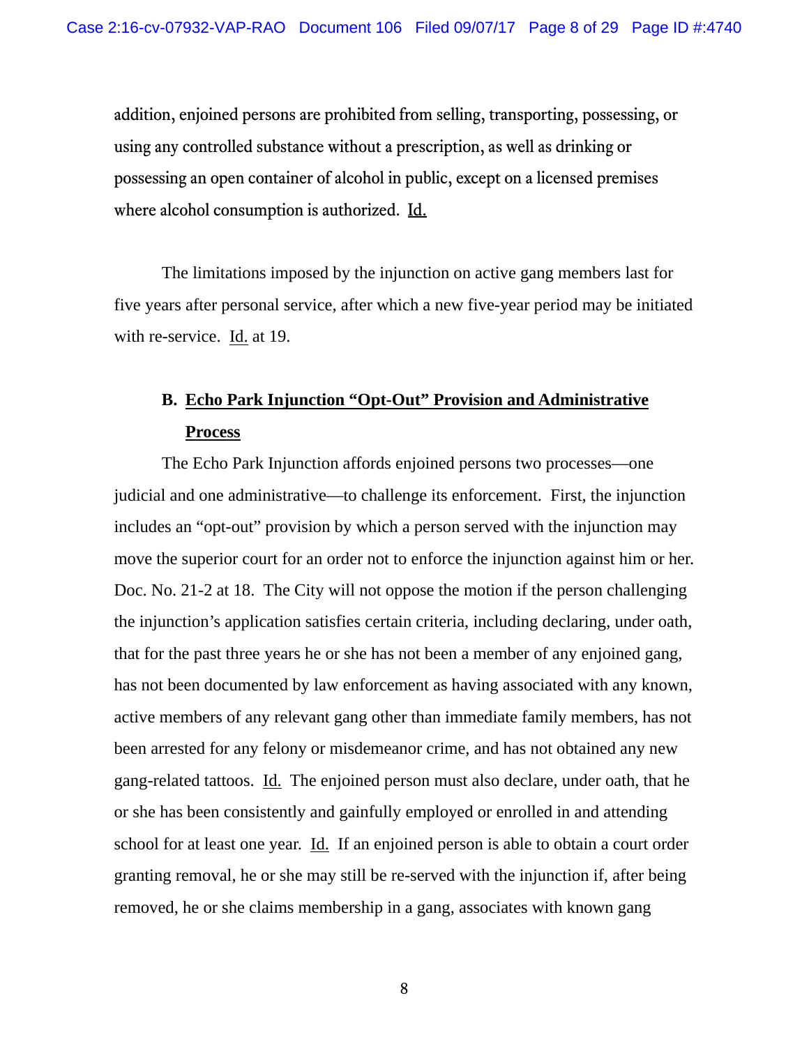addition, enjoined persons are prohibited from selling, transporting, possessing, or using any controlled substance without a prescription, as well as drinking or possessing an open container of alcohol in public, except on a licensed premises where alcohol consumption is authorized. Id.

The limitations imposed by the injunction on active gang members last for five years after personal service, after which a new five-year period may be initiated with re-service. Id. at 19.

### B. Echo Park Injunction "Opt-Out" Provision and Administrative Process

The Echo Park Injunction affords enjoined persons two processes—one judicial and one administrative—to challenge its enforcement. First, the injunction includes an "opt-out" provision by which a person served with the injunction may move the superior court for an order not to enforce the injunction against him or her. Doc. No. 21-2 at 18. The City will not oppose the motion if the person challenging the injunction's application satisfies certain criteria, including declaring, under oath, that for the past three years he or she has not been a member of any enjoined gang, has not been documented by law enforcement as having associated with any known, active members of any relevant gang other than immediate family members, has not been arrested for any felony or misdemeanor crime, and has not obtained any new gang-related tattoos. Id. The enjoined person must also declare, under oath, that he or she has been consistently and gainfully employed or enrolled in and attending school for at least one year. Id. If an enjoined person is able to obtain a court order granting removal, he or she may still be re-served with the injunction if, after being removed, he or she claims membership in a gang, associates with known gang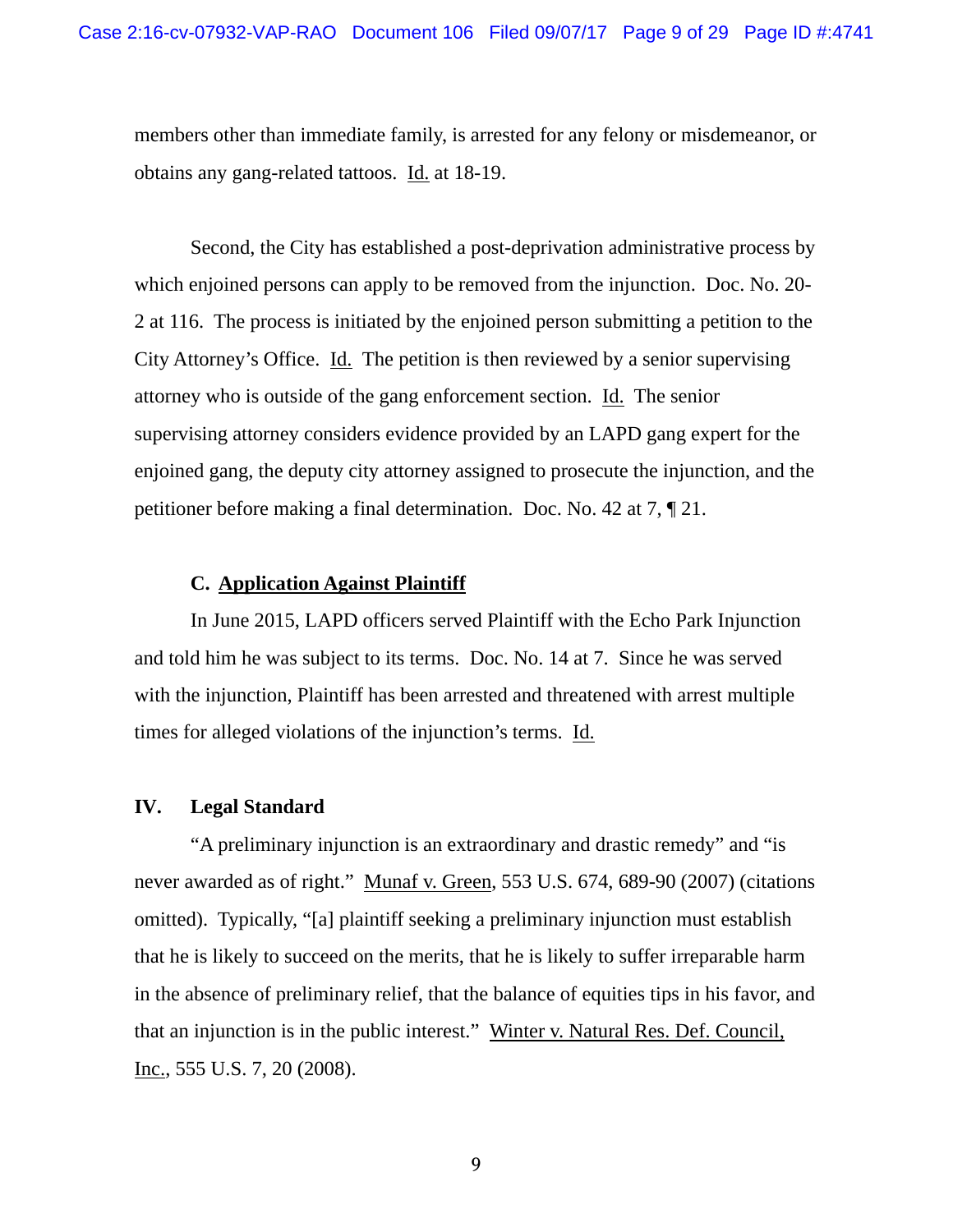members other than immediate family, is arrested for any felony or misdemeanor, or obtains any gang-related tattoos. Id. at 18-19.

Second, the City has established a post-deprivation administrative process by which enjoined persons can apply to be removed from the injunction. Doc. No. 20-2 at 116. The process is initiated by the enjoined person submitting a petition to the City Attorney's Office. Id. The petition is then reviewed by a senior supervising attorney who is outside of the gang enforcement section. Id. The senior supervising attorney considers evidence provided by an LAPD gang expert for the enjoined gang, the deputy city attorney assigned to prosecute the injunction, and the petitioner before making a final determination. Doc. No. 42 at 7, ¶ 21.

### C. Application Against Plaintiff

In June 2015, LAPD officers served Plaintiff with the Echo Park Injunction and told him he was subject to its terms. Doc. No. 14 at 7. Since he was served with the injunction, Plaintiff has been arrested and threatened with arrest multiple times for alleged violations of the injunction's terms. Id.

## IV. Legal Standard

"A preliminary injunction is an extraordinary and drastic remedy" and "is never awarded as of right." Munaf v. Green, 553 U.S. 674, 689-90 (2007) (citations omitted). Typically, "[a] plaintiff seeking a preliminary injunction must establish that he is likely to succeed on the merits, that he is likely to suffer irreparable harm in the absence of preliminary relief, that the balance of equities tips in his favor, and that an injunction is in the public interest." Winter v. Natural Res. Def. Council, Inc., 555 U.S. 7, 20 (2008).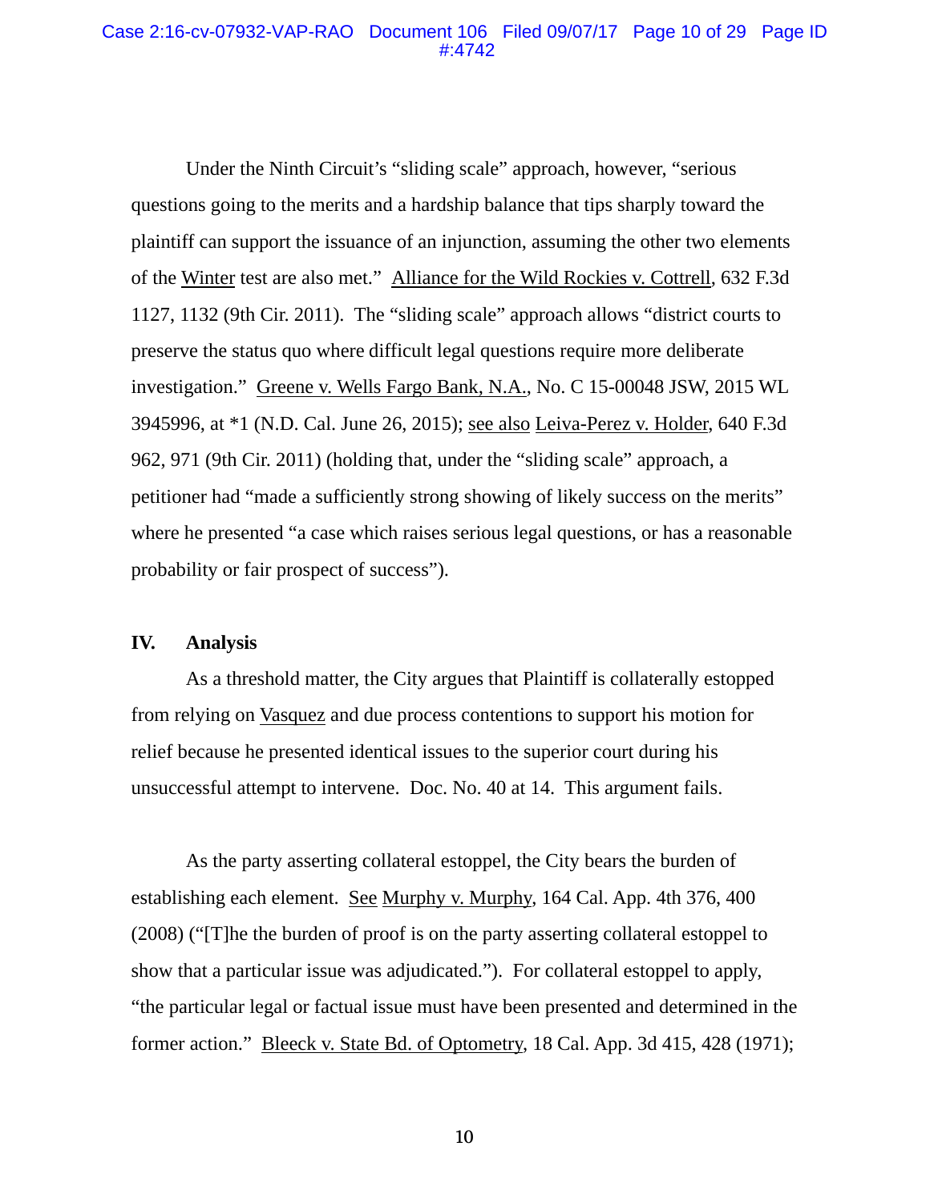Under the Ninth Circuit's "sliding scale" approach, however, "serious questions going to the merits and a hardship balance that tips sharply toward the plaintiff can support the issuance of an injunction, assuming the other two elements of the Winter test are also met." Alliance for the Wild Rockies v. Cottrell, 632 F.3d 1127, 1132 (9th Cir. 2011). The "sliding scale" approach allows "district courts to preserve the status quo where difficult legal questions require more deliberate investigation." Greene v. Wells Fargo Bank, N.A., No. C 15-00048 JSW, 2015 WL 3945996, at *1 (N.D. Cal. June 26, 2015); see also Leiva-Perez v. Holder, 640 F.3d 962, 971 (9th Cir. 2011) (holding that, under the "sliding scale" approach, a petitioner had "made a sufficiently strong showing of likely success on the merits" where he presented "a case which raises serious legal questions, or has a reasonable probability or fair prospect of success").

## IV. Analysis

As a threshold matter, the City argues that Plaintiff is collaterally estopped from relying on Vasquez and due process contentions to support his motion for relief because he presented identical issues to the superior court during his unsuccessful attempt to intervene. Doc. No. 40 at 14. This argument fails.

As the party asserting collateral estoppel, the City bears the burden of establishing each element. See Murphy v. Murphy, 164 Cal. App. 4th 376, 400 (2008) ("[T]he the burden of proof is on the party asserting collateral estoppel to show that a particular issue was adjudicated."). For collateral estoppel to apply, "the particular legal or factual issue must have been presented and determined in the former action." Bleeck v. State Bd. of Optometry, 18 Cal. App. 3d 415, 428 (1971);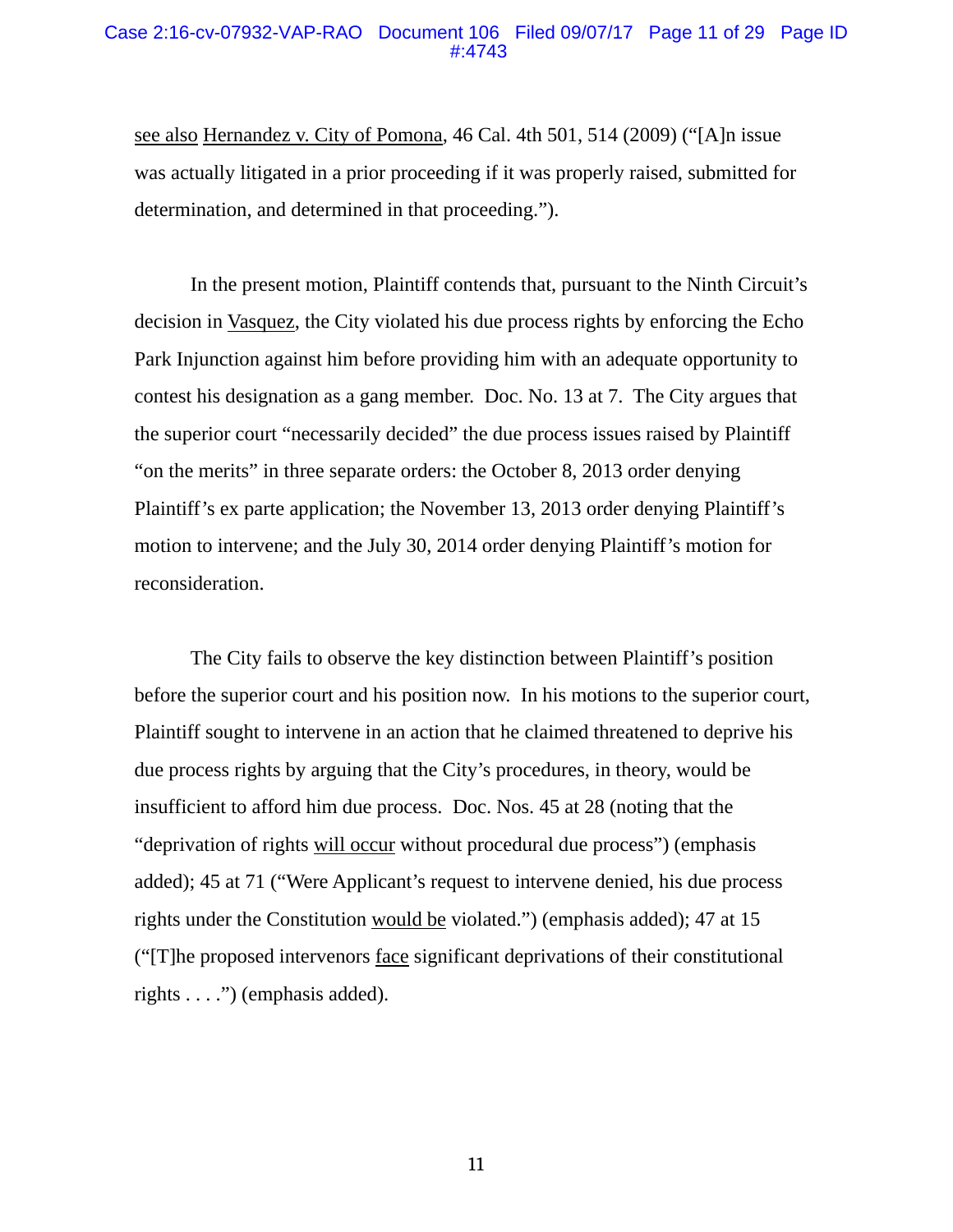see also Hernandez v. City of Pomona, 46 Cal. 4th 501, 514 (2009) ("[A]n issue was actually litigated in a prior proceeding if it was properly raised, submitted for determination, and determined in that proceeding.").

In the present motion, Plaintiff contends that, pursuant to the Ninth Circuit's decision in Vasquez, the City violated his due process rights by enforcing the Echo Park Injunction against him before providing him with an adequate opportunity to contest his designation as a gang member. Doc. No. 13 at 7. The City argues that the superior court "necessarily decided" the due process issues raised by Plaintiff "on the merits" in three separate orders: the October 8, 2013 order denying Plaintiff's ex parte application; the November 13, 2013 order denying Plaintiff's motion to intervene; and the July 30, 2014 order denying Plaintiff's motion for reconsideration.

The City fails to observe the key distinction between Plaintiff's position before the superior court and his position now. In his motions to the superior court, Plaintiff sought to intervene in an action that he claimed threatened to deprive his due process rights by arguing that the City's procedures, in theory, would be insufficient to afford him due process. Doc. Nos. 45 at 28 (noting that the "deprivation of rights will occur without procedural due process") (emphasis added); 45 at 71 ("Were Applicant's request to intervene denied, his due process rights under the Constitution would be violated.") (emphasis added); 47 at 15 ("[T]he proposed intervenors face significant deprivations of their constitutional rights . . . .") (emphasis added).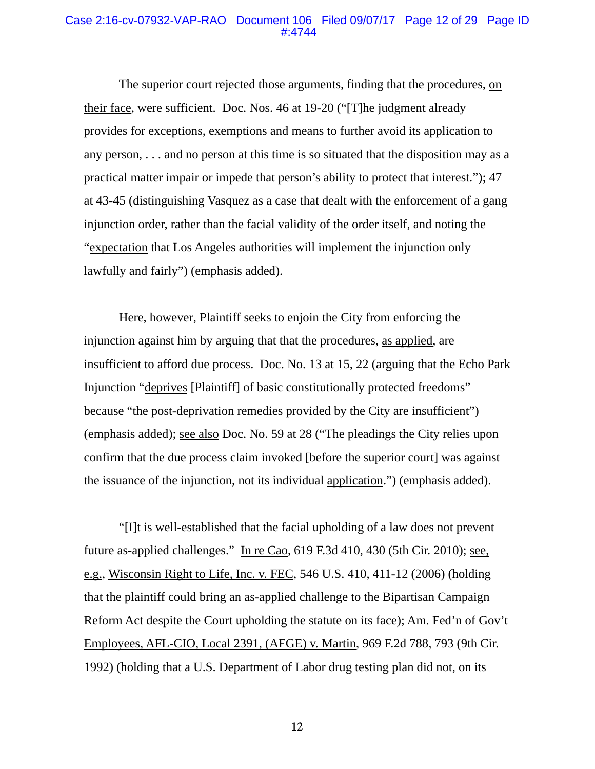The superior court rejected those arguments, finding that the procedures, <u>on their face</u>, were sufficient. Doc. Nos. 46 at 19-20 ("[T]he judgment already provides for exceptions, exemptions and means to further avoid its application to any person, . . . and no person at this time is so situated that the disposition may as a practical matter impair or impede that person's ability to protect that interest."); 47 at 43-45 (distinguishing <u>Vasquez</u> as a case that dealt with the enforcement of a gang injunction order, rather than the facial validity of the order itself, and noting the "<u>expectation</u> that Los Angeles authorities will implement the injunction only lawfully and fairly") (emphasis added).

Here, however, Plaintiff seeks to enjoin the City from enforcing the injunction against him by arguing that that the procedures, <u>as applied</u>, are insufficient to afford due process. Doc. No. 13 at 15, 22 (arguing that the Echo Park Injunction "<u>deprives</u> [Plaintiff] of basic constitutionally protected freedoms" because "the post-deprivation remedies provided by the City are insufficient") (emphasis added); <u>see also</u> Doc. No. 59 at 28 ("The pleadings the City relies upon confirm that the due process claim invoked [before the superior court] was against the issuance of the injunction, not its individual <u>application</u>.") (emphasis added).

"[I]t is well-established that the facial upholding of a law does not prevent future as-applied challenges." <u>In re Cao</u>, 619 F.3d 410, 430 (5th Cir. 2010); <u>see, e.g.</u>, <u>Wisconsin Right to Life, Inc. v. FEC</u>, 546 U.S. 410, 411-12 (2006) (holding that the plaintiff could bring an as-applied challenge to the Bipartisan Campaign Reform Act despite the Court upholding the statute on its face); <u>Am. Fed'n of Gov't Employees, AFL-CIO, Local 2391, (AFGE) v. Martin</u>, 969 F.2d 788, 793 (9th Cir. 1992) (holding that a U.S. Department of Labor drug testing plan did not, on its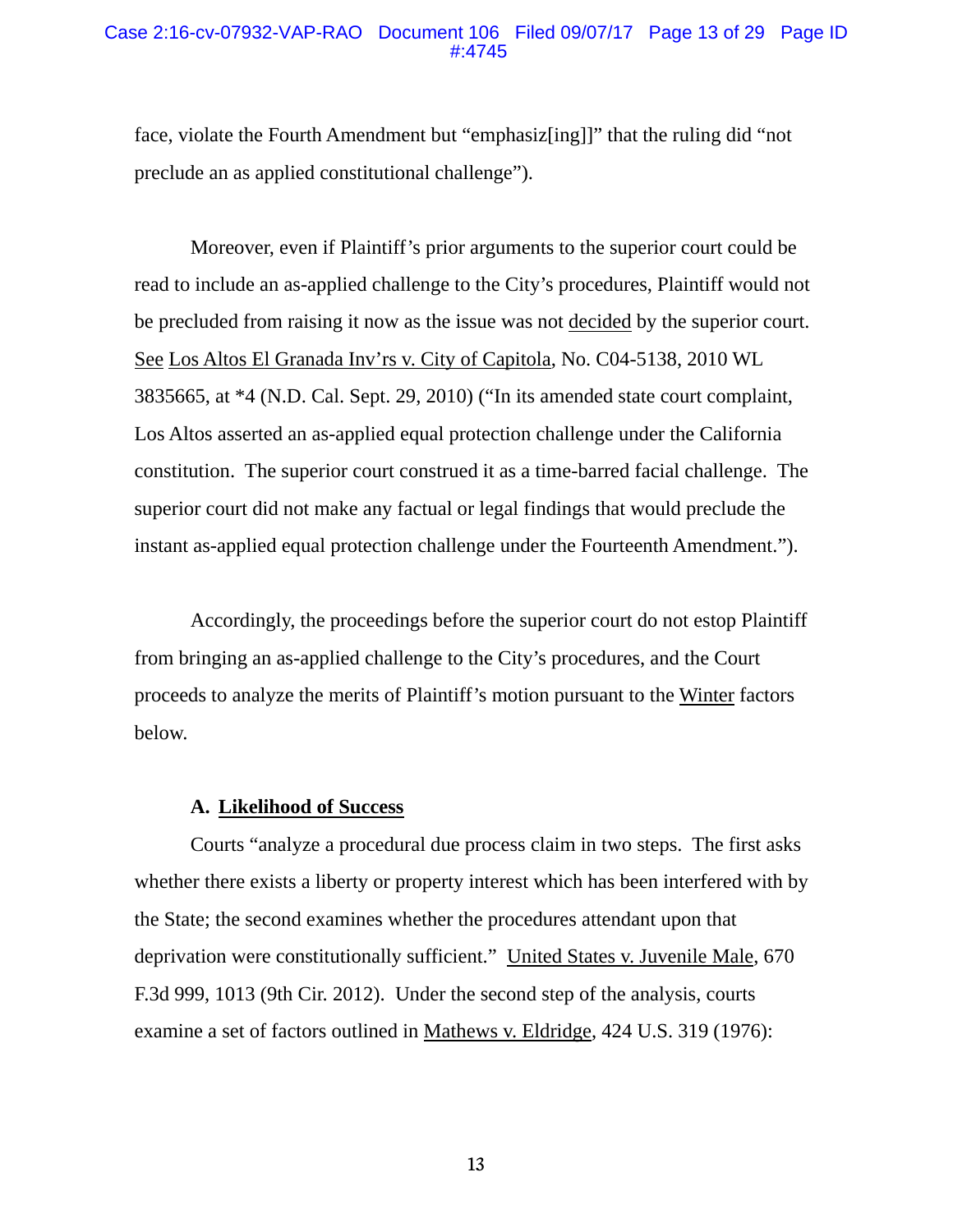face, violate the Fourth Amendment but "emphasiz[ing]" that the ruling did "not preclude an as applied constitutional challenge").

Moreover, even if Plaintiff's prior arguments to the superior court could be read to include an as-applied challenge to the City's procedures, Plaintiff would not be precluded from raising it now as the issue was not decided by the superior court. See Los Altos El Granada Inv'rs v. City of Capitola, No. C04-5138, 2010 WL 3835665, at *4 (N.D. Cal. Sept. 29, 2010) ("In its amended state court complaint, Los Altos asserted an as-applied equal protection challenge under the California constitution. The superior court construed it as a time-barred facial challenge. The superior court did not make any factual or legal findings that would preclude the instant as-applied equal protection challenge under the Fourteenth Amendment.").

Accordingly, the proceedings before the superior court do not estop Plaintiff from bringing an as-applied challenge to the City's procedures, and the Court proceeds to analyze the merits of Plaintiff's motion pursuant to the Winter factors below.

### A. Likelihood of Success

Courts "analyze a procedural due process claim in two steps. The first asks whether there exists a liberty or property interest which has been interfered with by the State; the second examines whether the procedures attendant upon that deprivation were constitutionally sufficient." United States v. Juvenile Male, 670 F.3d 999, 1013 (9th Cir. 2012). Under the second step of the analysis, courts examine a set of factors outlined in Mathews v. Eldridge, 424 U.S. 319 (1976):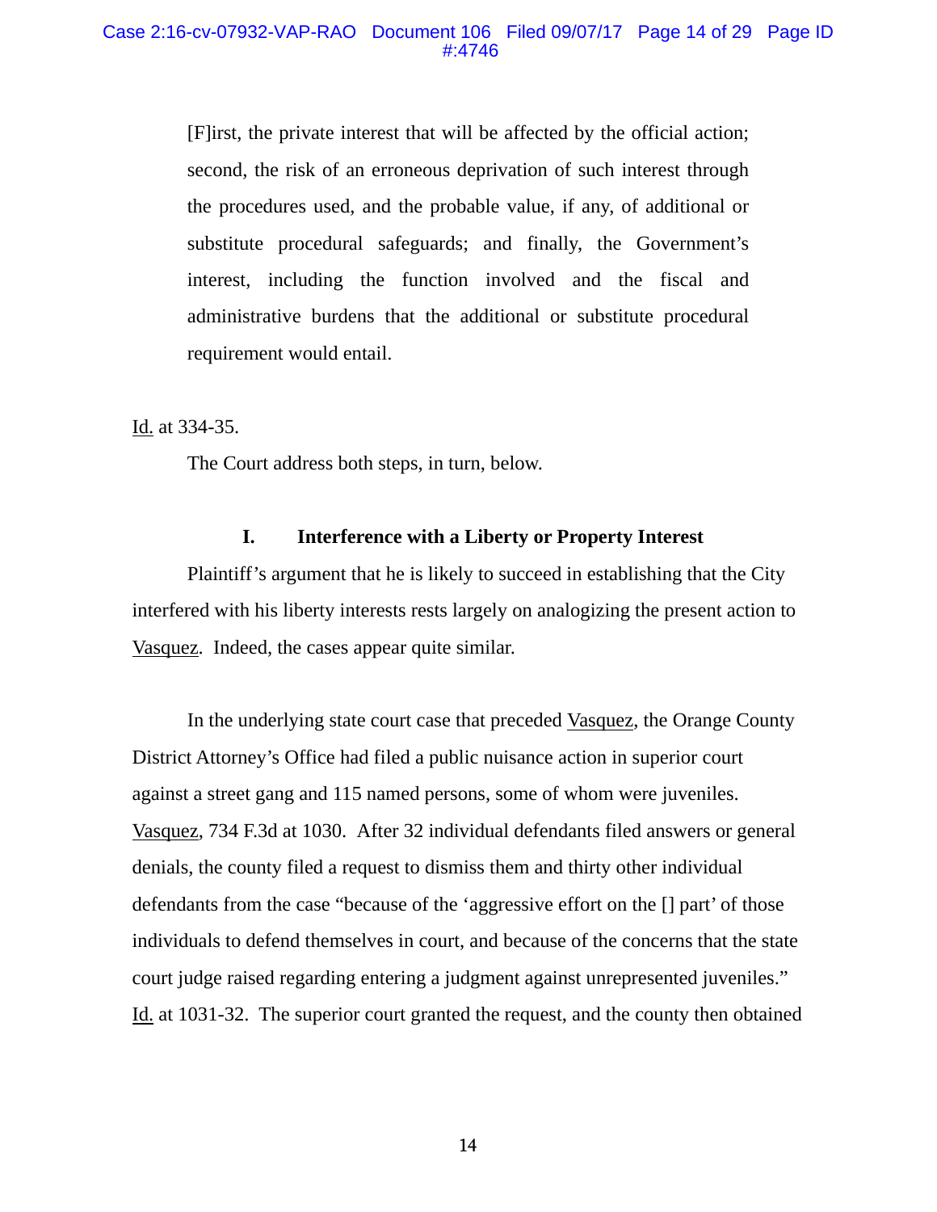> [F]irst, the private interest that will be affected by the official action; second, the risk of an erroneous deprivation of such interest through the procedures used, and the probable value, if any, of additional or substitute procedural safeguards; and finally, the Government's interest, including the function involved and the fiscal and administrative burdens that the additional or substitute procedural requirement would entail.

Id. at 334-35.

The Court address both steps, in turn, below.

### I. Interference with a Liberty or Property Interest

Plaintiff's argument that he is likely to succeed in establishing that the City interfered with his liberty interests rests largely on analogizing the present action to Vasquez. Indeed, the cases appear quite similar.

In the underlying state court case that preceded Vasquez, the Orange County District Attorney's Office had filed a public nuisance action in superior court against a street gang and 115 named persons, some of whom were juveniles. Vasquez, 734 F.3d at 1030. After 32 individual defendants filed answers or general denials, the county filed a request to dismiss them and thirty other individual defendants from the case "because of the 'aggressive effort on the [] part' of those individuals to defend themselves in court, and because of the concerns that the state court judge raised regarding entering a judgment against unrepresented juveniles." Id. at 1031-32. The superior court granted the request, and the county then obtained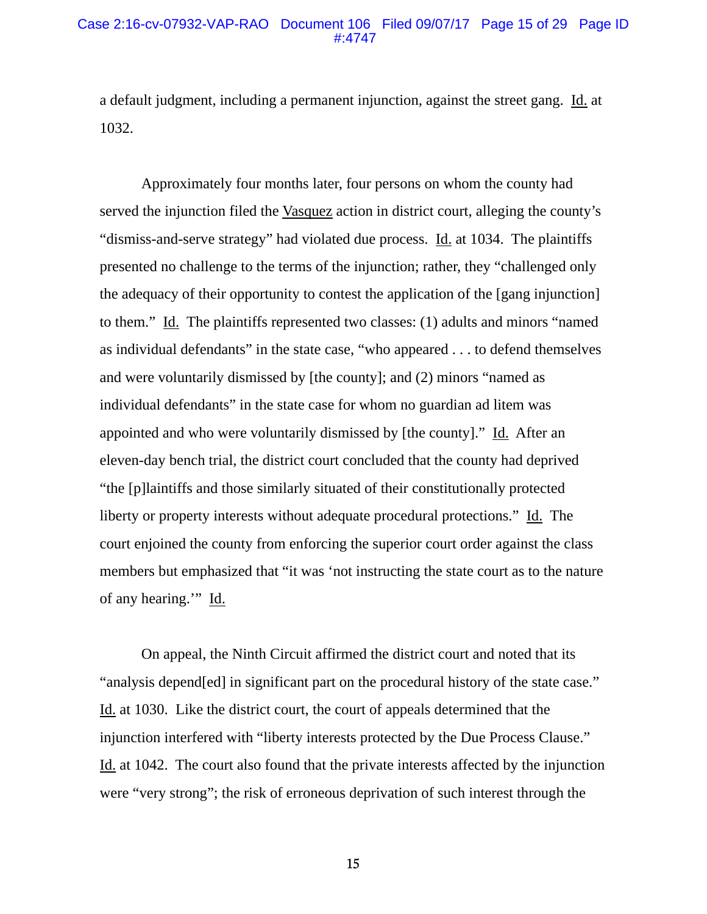a default judgment, including a permanent injunction, against the street gang. Id. at 1032.

Approximately four months later, four persons on whom the county had served the injunction filed the Vasquez action in district court, alleging the county's "dismiss-and-serve strategy" had violated due process. Id. at 1034. The plaintiffs presented no challenge to the terms of the injunction; rather, they "challenged only the adequacy of their opportunity to contest the application of the [gang injunction] to them." Id. The plaintiffs represented two classes: (1) adults and minors "named as individual defendants" in the state case, "who appeared . . . to defend themselves and were voluntarily dismissed by [the county]; and (2) minors "named as individual defendants" in the state case for whom no guardian ad litem was appointed and who were voluntarily dismissed by [the county]." Id. After an eleven-day bench trial, the district court concluded that the county had deprived "the [p]laintiffs and those similarly situated of their constitutionally protected liberty or property interests without adequate procedural protections." Id. The court enjoined the county from enforcing the superior court order against the class members but emphasized that "it was 'not instructing the state court as to the nature of any hearing.'" Id.

On appeal, the Ninth Circuit affirmed the district court and noted that its "analysis depend[ed] in significant part on the procedural history of the state case." Id. at 1030. Like the district court, the court of appeals determined that the injunction interfered with "liberty interests protected by the Due Process Clause." Id. at 1042. The court also found that the private interests affected by the injunction were "very strong"; the risk of erroneous deprivation of such interest through the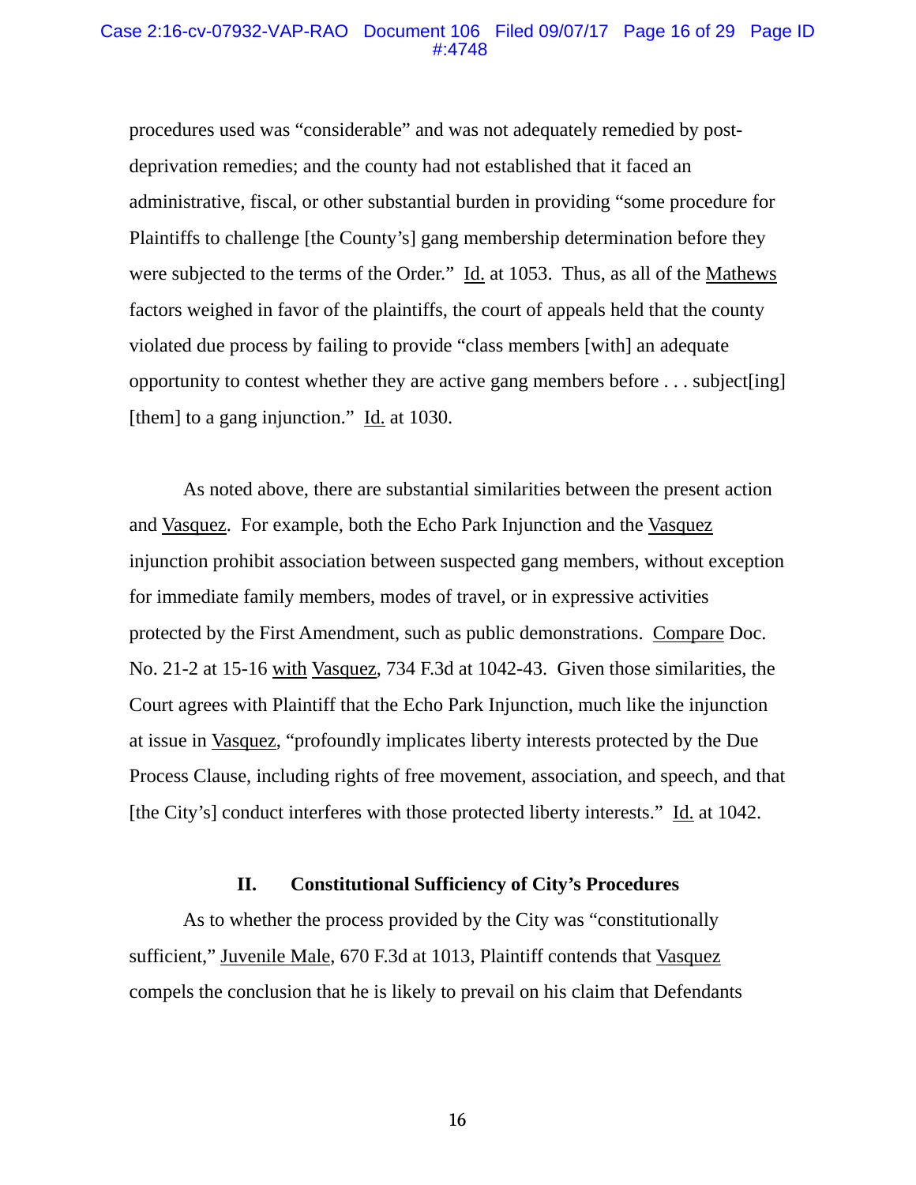procedures used was "considerable" and was not adequately remedied by post-deprivation remedies; and the county had not established that it faced an administrative, fiscal, or other substantial burden in providing "some procedure for Plaintiffs to challenge [the County's] gang membership determination before they were subjected to the terms of the Order." Id. at 1053. Thus, as all of the Mathews factors weighed in favor of the plaintiffs, the court of appeals held that the county violated due process by failing to provide "class members [with] an adequate opportunity to contest whether they are active gang members before . . . subject[ing] [them] to a gang injunction." Id. at 1030.

As noted above, there are substantial similarities between the present action and Vasquez. For example, both the Echo Park Injunction and the Vasquez injunction prohibit association between suspected gang members, without exception for immediate family members, modes of travel, or in expressive activities protected by the First Amendment, such as public demonstrations. Compare Doc. No. 21-2 at 15-16 with Vasquez, 734 F.3d at 1042-43. Given those similarities, the Court agrees with Plaintiff that the Echo Park Injunction, much like the injunction at issue in Vasquez, "profoundly implicates liberty interests protected by the Due Process Clause, including rights of free movement, association, and speech, and that [the City's] conduct interferes with those protected liberty interests." Id. at 1042.

### II. Constitutional Sufficiency of City's Procedures

As to whether the process provided by the City was "constitutionally sufficient," Juvenile Male, 670 F.3d at 1013, Plaintiff contends that Vasquez compels the conclusion that he is likely to prevail on his claim that Defendants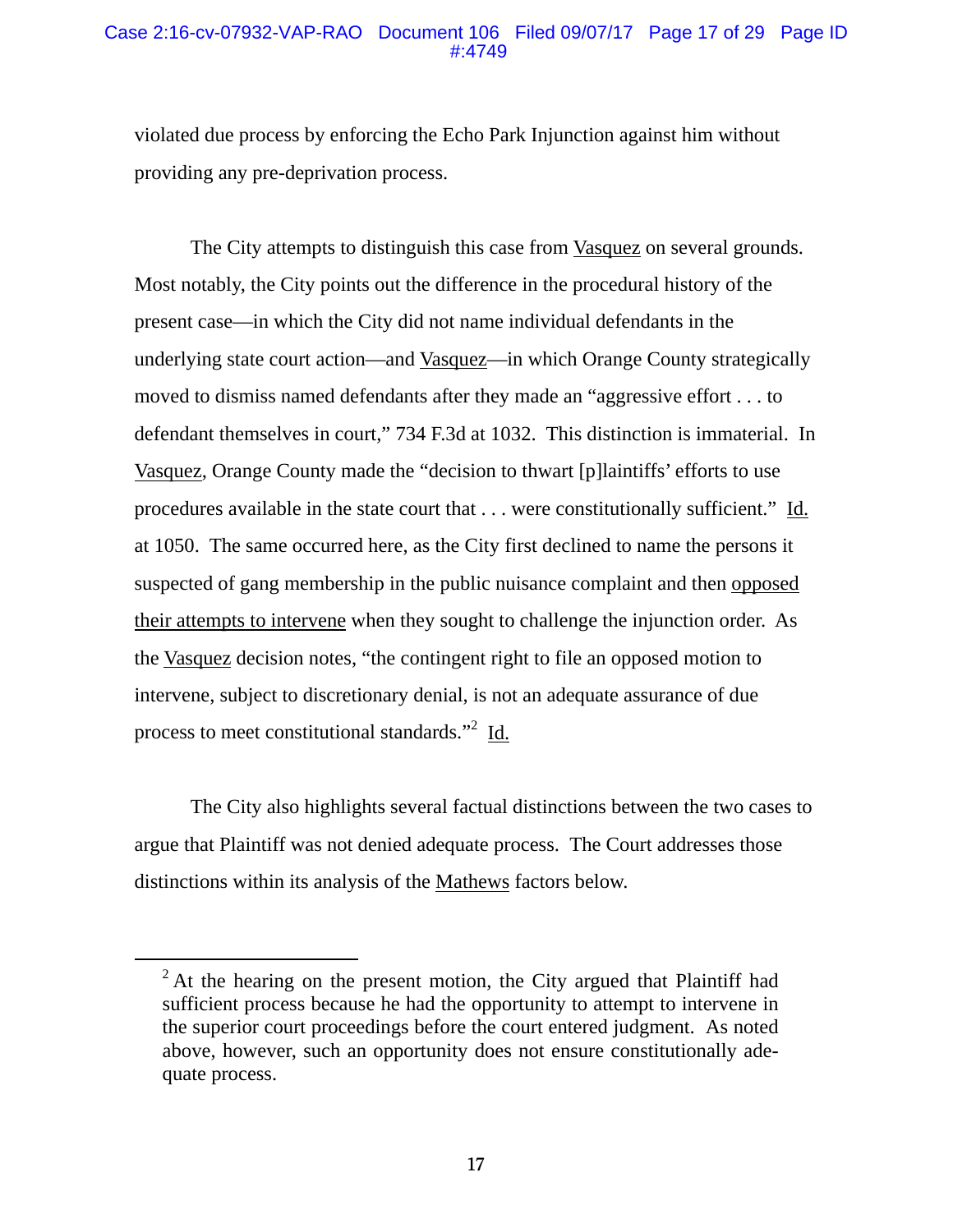violated due process by enforcing the Echo Park Injunction against him without providing any pre-deprivation process.

The City attempts to distinguish this case from Vasquez on several grounds. Most notably, the City points out the difference in the procedural history of the present case—in which the City did not name individual defendants in the underlying state court action—and Vasquez—in which Orange County strategically moved to dismiss named defendants after they made an "aggressive effort . . . to defendant themselves in court," 734 F.3d at 1032. This distinction is immaterial. In Vasquez, Orange County made the "decision to thwart [p]laintiffs' efforts to use procedures available in the state court that . . . were constitutionally sufficient." Id. at 1050. The same occurred here, as the City first declined to name the persons it suspected of gang membership in the public nuisance complaint and then opposed their attempts to intervene when they sought to challenge the injunction order. As the Vasquez decision notes, "the contingent right to file an opposed motion to intervene, subject to discretionary denial, is not an adequate assurance of due process to meet constitutional standards."[2] Id.

The City also highlights several factual distinctions between the two cases to argue that Plaintiff was not denied adequate process. The Court addresses those distinctions within its analysis of the Mathews factors below.

---

[2] At the hearing on the present motion, the City argued that Plaintiff had sufficient process because he had the opportunity to attempt to intervene in the superior court proceedings before the court entered judgment. As noted above, however, such an opportunity does not ensure constitutionally adequate process.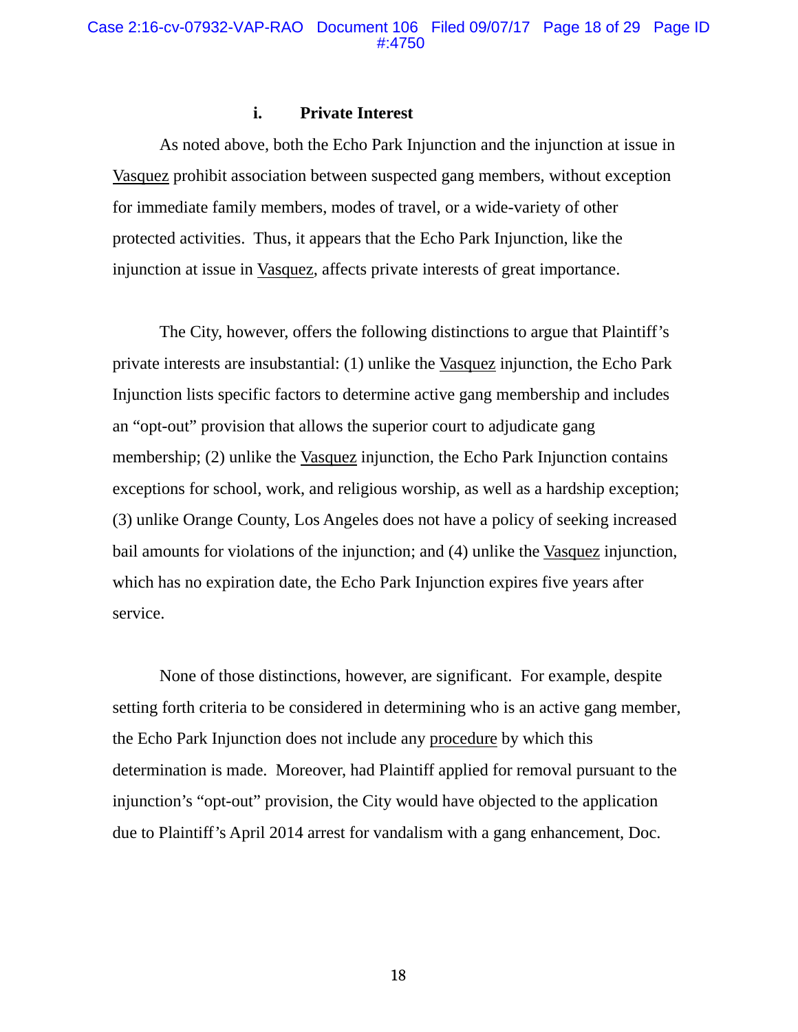#### i. Private Interest

As noted above, both the Echo Park Injunction and the injunction at issue in Vasquez prohibit association between suspected gang members, without exception for immediate family members, modes of travel, or a wide-variety of other protected activities. Thus, it appears that the Echo Park Injunction, like the injunction at issue in Vasquez, affects private interests of great importance.

The City, however, offers the following distinctions to argue that Plaintiff's private interests are insubstantial: (1) unlike the Vasquez injunction, the Echo Park Injunction lists specific factors to determine active gang membership and includes an "opt-out" provision that allows the superior court to adjudicate gang membership; (2) unlike the Vasquez injunction, the Echo Park Injunction contains exceptions for school, work, and religious worship, as well as a hardship exception; (3) unlike Orange County, Los Angeles does not have a policy of seeking increased bail amounts for violations of the injunction; and (4) unlike the Vasquez injunction, which has no expiration date, the Echo Park Injunction expires five years after service.

None of those distinctions, however, are significant. For example, despite setting forth criteria to be considered in determining who is an active gang member, the Echo Park Injunction does not include any procedure by which this determination is made. Moreover, had Plaintiff applied for removal pursuant to the injunction's "opt-out" provision, the City would have objected to the application due to Plaintiff's April 2014 arrest for vandalism with a gang enhancement, Doc.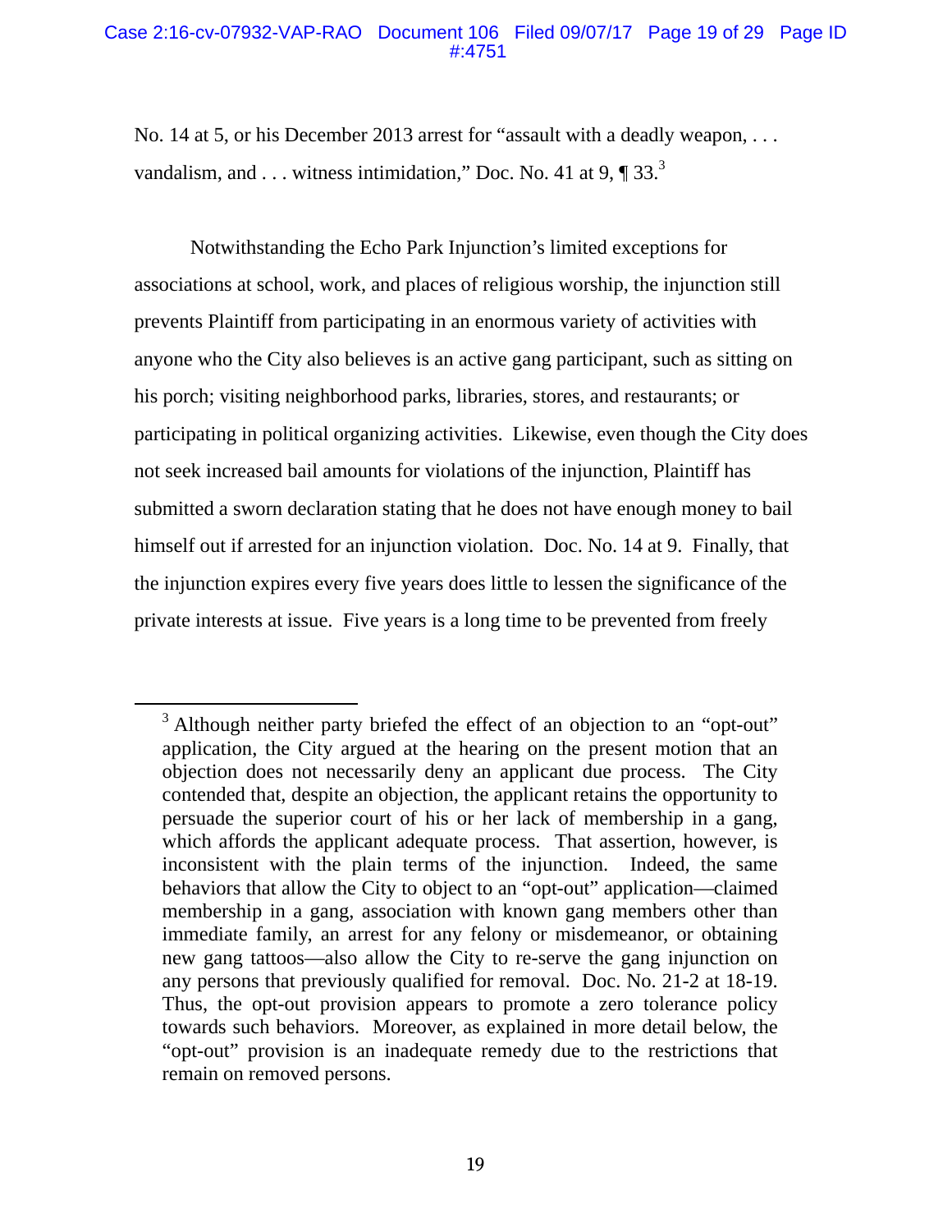No. 14 at 5, or his December 2013 arrest for "assault with a deadly weapon, . . . vandalism, and . . . witness intimidation," Doc. No. 41 at 9, ¶ 33.[3]

Notwithstanding the Echo Park Injunction's limited exceptions for associations at school, work, and places of religious worship, the injunction still prevents Plaintiff from participating in an enormous variety of activities with anyone who the City also believes is an active gang participant, such as sitting on his porch; visiting neighborhood parks, libraries, stores, and restaurants; or participating in political organizing activities. Likewise, even though the City does not seek increased bail amounts for violations of the injunction, Plaintiff has submitted a sworn declaration stating that he does not have enough money to bail himself out if arrested for an injunction violation. Doc. No. 14 at 9. Finally, that the injunction expires every five years does little to lessen the significance of the private interests at issue. Five years is a long time to be prevented from freely

---

[3] Although neither party briefed the effect of an objection to an "opt-out" application, the City argued at the hearing on the present motion that an objection does not necessarily deny an applicant due process. The City contended that, despite an objection, the applicant retains the opportunity to persuade the superior court of his or her lack of membership in a gang, which affords the applicant adequate process. That assertion, however, is inconsistent with the plain terms of the injunction. Indeed, the same behaviors that allow the City to object to an "opt-out" application—claimed membership in a gang, association with known gang members other than immediate family, an arrest for any felony or misdemeanor, or obtaining new gang tattoos—also allow the City to re-serve the gang injunction on any persons that previously qualified for removal. Doc. No. 21-2 at 18-19. Thus, the opt-out provision appears to promote a zero tolerance policy towards such behaviors. Moreover, as explained in more detail below, the "opt-out" provision is an inadequate remedy due to the restrictions that remain on removed persons.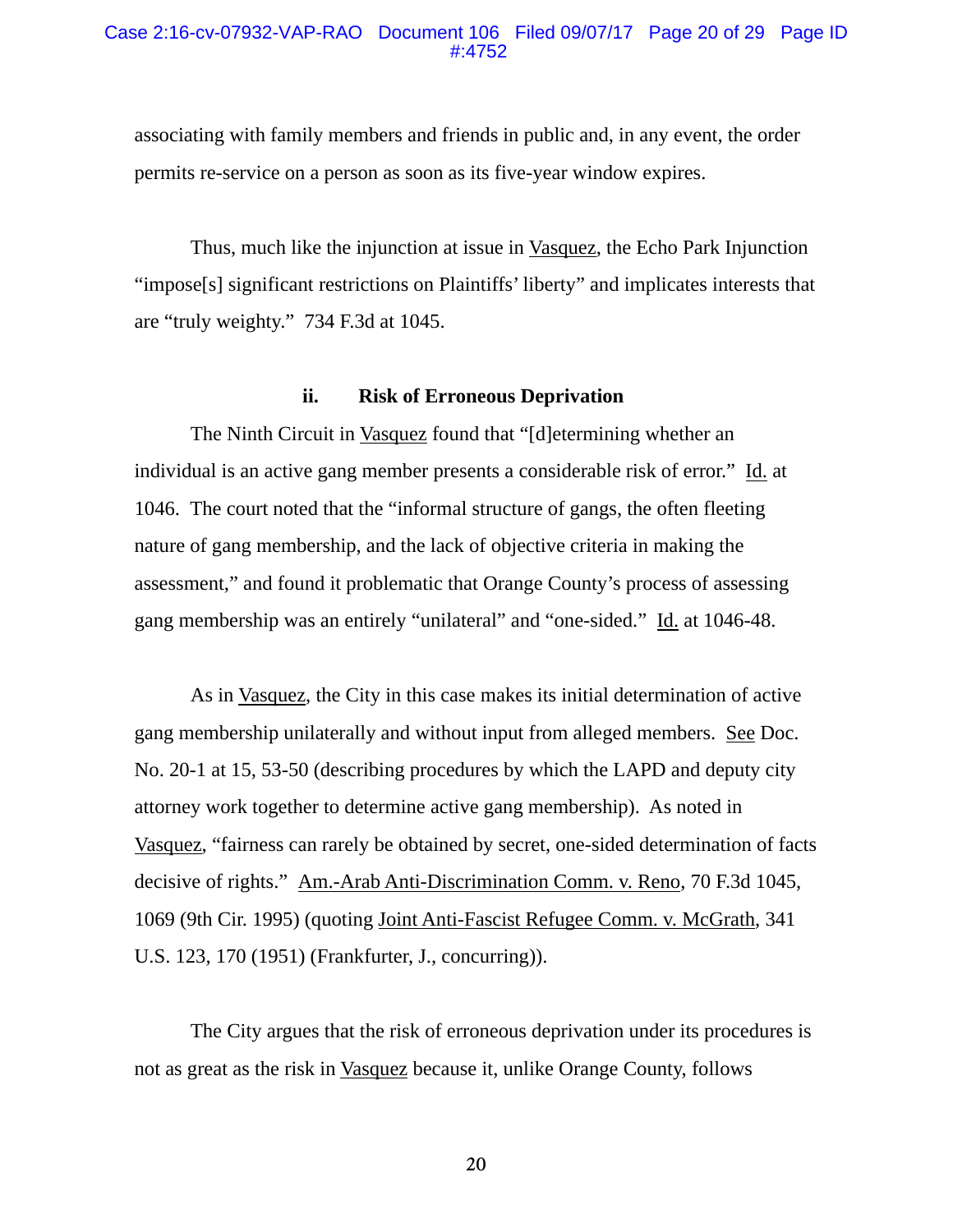associating with family members and friends in public and, in any event, the order permits re-service on a person as soon as its five-year window expires.

Thus, much like the injunction at issue in Vasquez, the Echo Park Injunction "impose[s] significant restrictions on Plaintiffs' liberty" and implicates interests that are "truly weighty." 734 F.3d at 1045.

### ii. Risk of Erroneous Deprivation

The Ninth Circuit in Vasquez found that "[d]etermining whether an individual is an active gang member presents a considerable risk of error." Id. at 1046. The court noted that the "informal structure of gangs, the often fleeting nature of gang membership, and the lack of objective criteria in making the assessment," and found it problematic that Orange County's process of assessing gang membership was an entirely "unilateral" and "one-sided." Id. at 1046-48.

As in Vasquez, the City in this case makes its initial determination of active gang membership unilaterally and without input from alleged members. See Doc. No. 20-1 at 15, 53-50 (describing procedures by which the LAPD and deputy city attorney work together to determine active gang membership). As noted in Vasquez, "fairness can rarely be obtained by secret, one-sided determination of facts decisive of rights." Am.-Arab Anti-Discrimination Comm. v. Reno, 70 F.3d 1045, 1069 (9th Cir. 1995) (quoting Joint Anti-Fascist Refugee Comm. v. McGrath, 341 U.S. 123, 170 (1951) (Frankfurter, J., concurring)).

The City argues that the risk of erroneous deprivation under its procedures is not as great as the risk in Vasquez because it, unlike Orange County, follows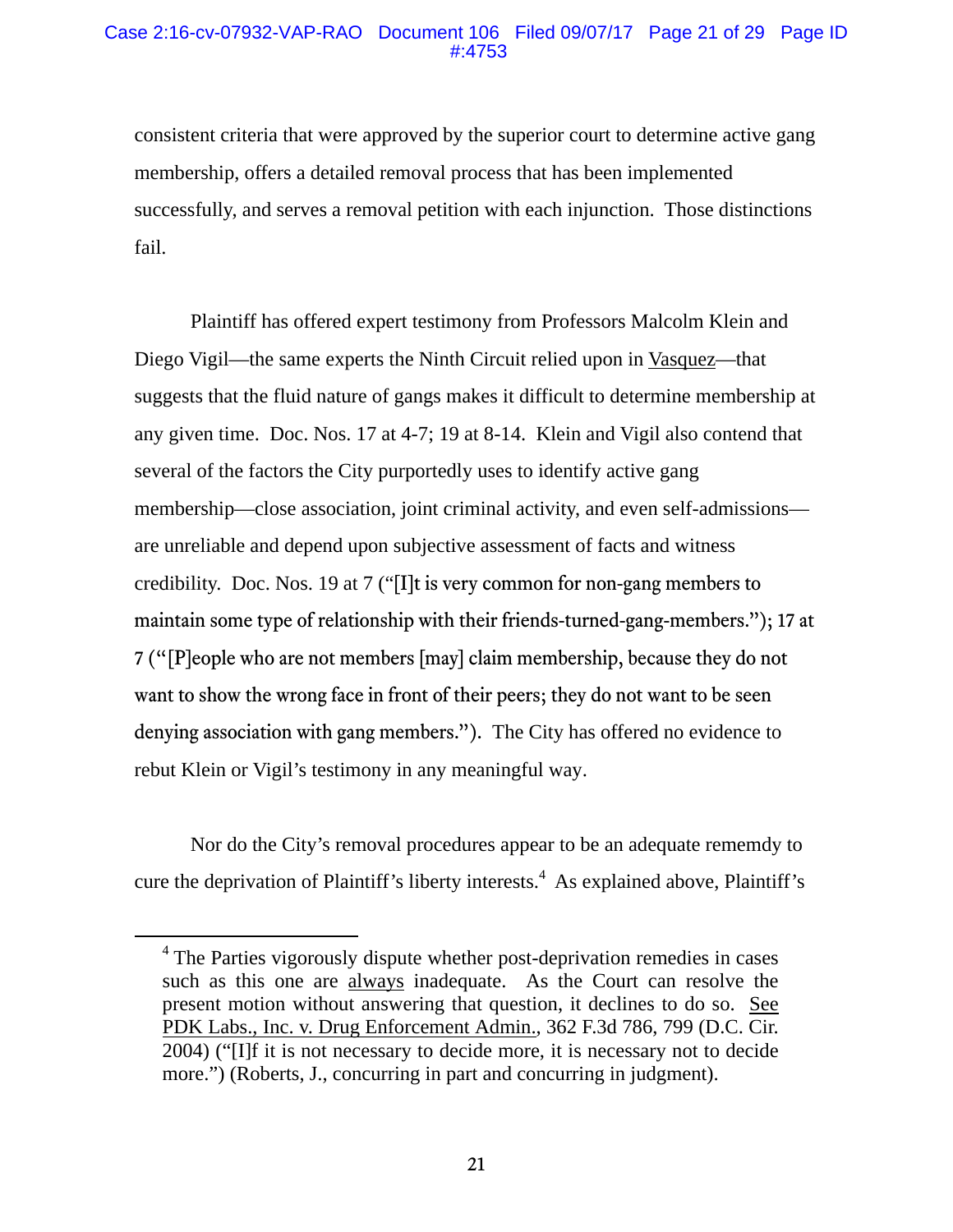consistent criteria that were approved by the superior court to determine active gang membership, offers a detailed removal process that has been implemented successfully, and serves a removal petition with each injunction. Those distinctions fail.

Plaintiff has offered expert testimony from Professors Malcolm Klein and Diego Vigil—the same experts the Ninth Circuit relied upon in Vasquez—that suggests that the fluid nature of gangs makes it difficult to determine membership at any given time. Doc. Nos. 17 at 4-7; 19 at 8-14. Klein and Vigil also contend that several of the factors the City purportedly uses to identify active gang membership—close association, joint criminal activity, and even self-admissions—are unreliable and depend upon subjective assessment of facts and witness credibility. Doc. Nos. 19 at 7 ("[I]t is very common for non-gang members to maintain some type of relationship with their friends-turned-gang-members."); 17 at 7 ("[P]eople who are not members [may] claim membership, because they do not want to show the wrong face in front of their peers; they do not want to be seen denying association with gang members."). The City has offered no evidence to rebut Klein or Vigil's testimony in any meaningful way.

Nor do the City's removal procedures appear to be an adequate rememdy to cure the deprivation of Plaintiff's liberty interests.[4] As explained above, Plaintiff's

---

[4] The Parties vigorously dispute whether post-deprivation remedies in cases such as this one are always inadequate. As the Court can resolve the present motion without answering that question, it declines to do so. See PDK Labs., Inc. v. Drug Enforcement Admin., 362 F.3d 786, 799 (D.C. Cir. 2004) ("[I]f it is not necessary to decide more, it is necessary not to decide more.") (Roberts, J., concurring in part and concurring in judgment).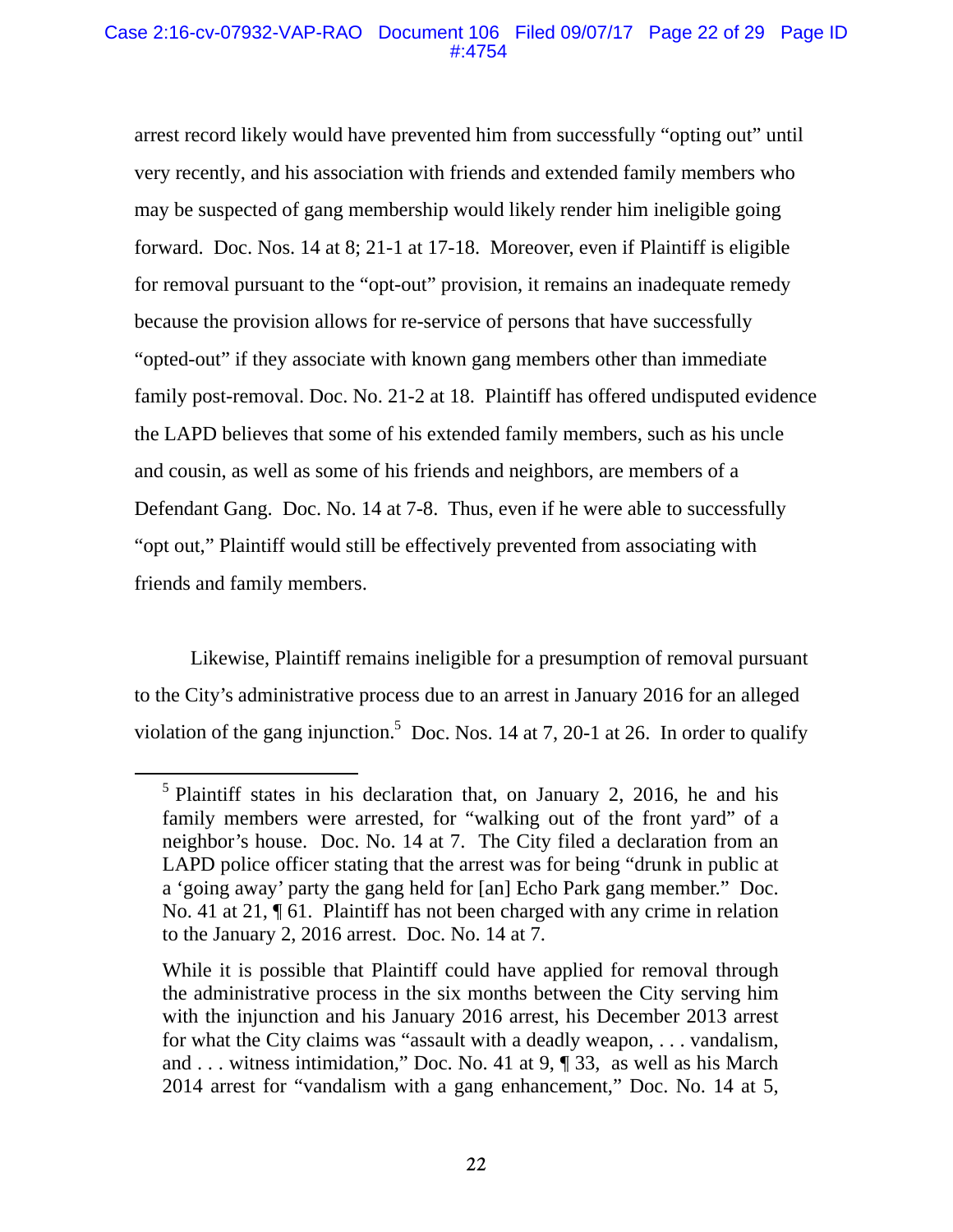arrest record likely would have prevented him from successfully "opting out" until very recently, and his association with friends and extended family members who may be suspected of gang membership would likely render him ineligible going forward. Doc. Nos. 14 at 8; 21-1 at 17-18. Moreover, even if Plaintiff is eligible for removal pursuant to the "opt-out" provision, it remains an inadequate remedy because the provision allows for re-service of persons that have successfully "opted-out" if they associate with known gang members other than immediate family post-removal. Doc. No. 21-2 at 18. Plaintiff has offered undisputed evidence the LAPD believes that some of his extended family members, such as his uncle and cousin, as well as some of his friends and neighbors, are members of a Defendant Gang. Doc. No. 14 at 7-8. Thus, even if he were able to successfully "opt out," Plaintiff would still be effectively prevented from associating with friends and family members.

Likewise, Plaintiff remains ineligible for a presumption of removal pursuant to the City's administrative process due to an arrest in January 2016 for an alleged violation of the gang injunction.[5] Doc. Nos. 14 at 7, 20-1 at 26. In order to qualify

---

[5] Plaintiff states in his declaration that, on January 2, 2016, he and his family members were arrested, for "walking out of the front yard" of a neighbor's house. Doc. No. 14 at 7. The City filed a declaration from an LAPD police officer stating that the arrest was for being "drunk in public at a 'going away' party the gang held for [an] Echo Park gang member." Doc. No. 41 at 21, ¶ 61. Plaintiff has not been charged with any crime in relation to the January 2, 2016 arrest. Doc. No. 14 at 7.

While it is possible that Plaintiff could have applied for removal through the administrative process in the six months between the City serving him with the injunction and his January 2016 arrest, his December 2013 arrest for what the City claims was "assault with a deadly weapon, . . . vandalism, and . . . witness intimidation," Doc. No. 41 at 9, ¶ 33, as well as his March 2014 arrest for "vandalism with a gang enhancement," Doc. No. 14 at 5,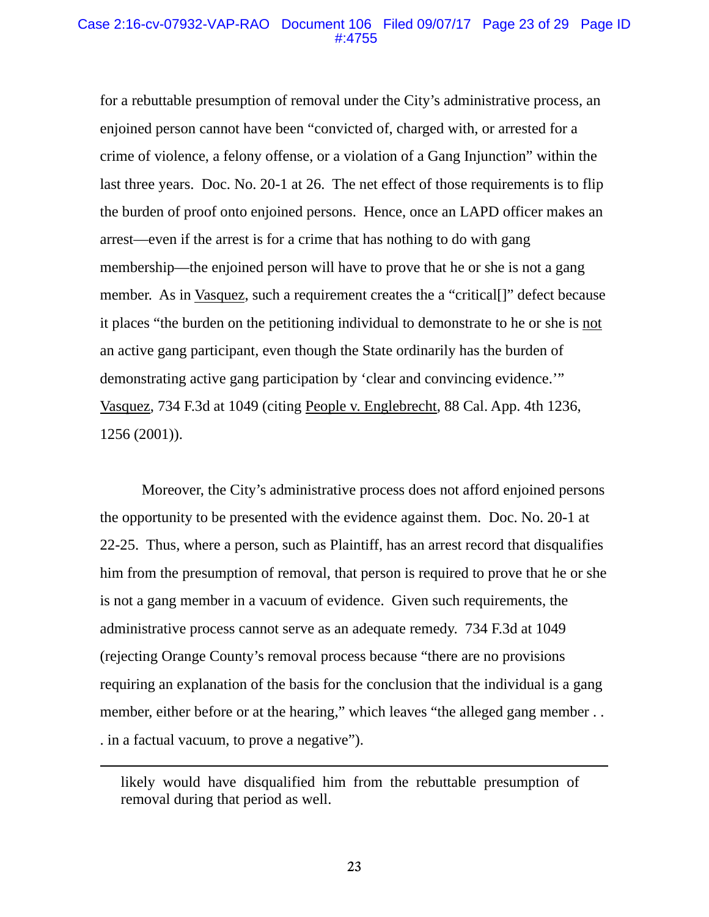for a rebuttable presumption of removal under the City's administrative process, an enjoined person cannot have been "convicted of, charged with, or arrested for a crime of violence, a felony offense, or a violation of a Gang Injunction" within the last three years. Doc. No. 20-1 at 26. The net effect of those requirements is to flip the burden of proof onto enjoined persons. Hence, once an LAPD officer makes an arrest—even if the arrest is for a crime that has nothing to do with gang membership—the enjoined person will have to prove that he or she is not a gang member. As in Vasquez, such a requirement creates the a "critical[]" defect because it places "the burden on the petitioning individual to demonstrate to he or she is not an active gang participant, even though the State ordinarily has the burden of demonstrating active gang participation by 'clear and convincing evidence.'" Vasquez, 734 F.3d at 1049 (citing People v. Englebrecht, 88 Cal. App. 4th 1236, 1256 (2001)).

Moreover, the City's administrative process does not afford enjoined persons the opportunity to be presented with the evidence against them. Doc. No. 20-1 at 22-25. Thus, where a person, such as Plaintiff, has an arrest record that disqualifies him from the presumption of removal, that person is required to prove that he or she is not a gang member in a vacuum of evidence. Given such requirements, the administrative process cannot serve as an adequate remedy. 734 F.3d at 1049 (rejecting Orange County's removal process because "there are no provisions requiring an explanation of the basis for the conclusion that the individual is a gang member, either before or at the hearing," which leaves "the alleged gang member . . . in a factual vacuum, to prove a negative").

---

likely would have disqualified him from the rebuttable presumption of removal during that period as well.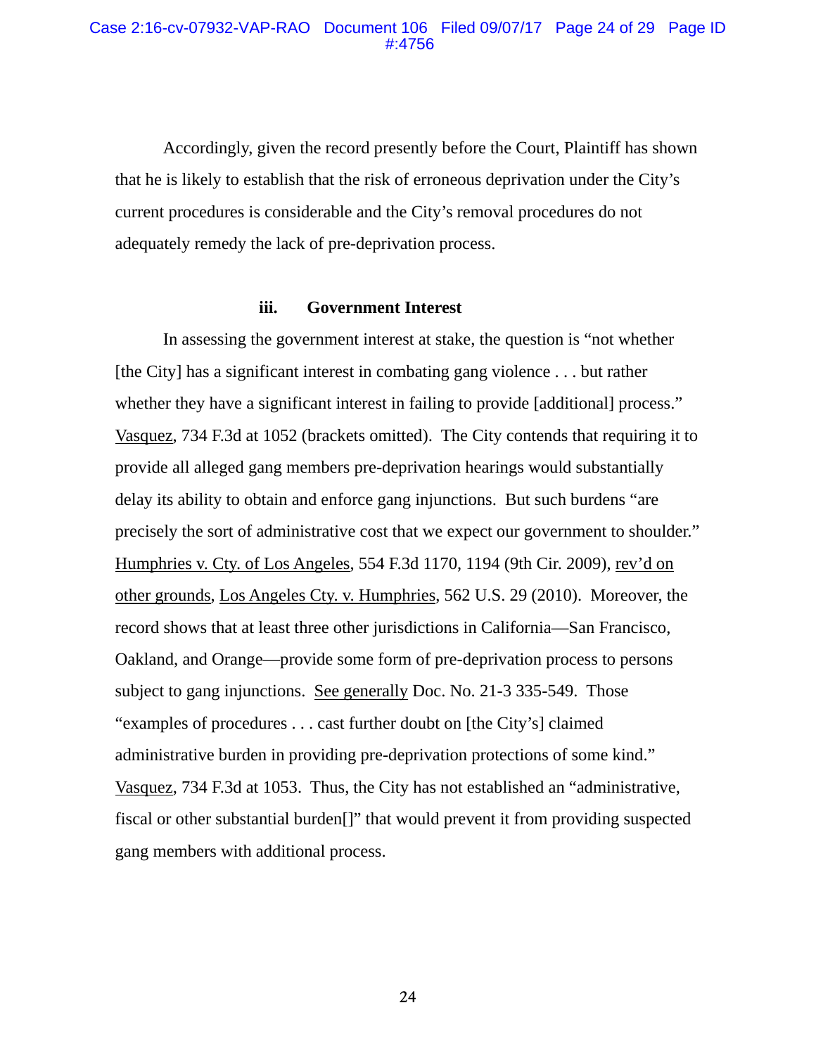Accordingly, given the record presently before the Court, Plaintiff has shown that he is likely to establish that the risk of erroneous deprivation under the City's current procedures is considerable and the City's removal procedures do not adequately remedy the lack of pre-deprivation process.

### iii. Government Interest

In assessing the government interest at stake, the question is "not whether [the City] has a significant interest in combating gang violence . . . but rather whether they have a significant interest in failing to provide [additional] process." Vasquez, 734 F.3d at 1052 (brackets omitted). The City contends that requiring it to provide all alleged gang members pre-deprivation hearings would substantially delay its ability to obtain and enforce gang injunctions. But such burdens "are precisely the sort of administrative cost that we expect our government to shoulder." Humphries v. Cty. of Los Angeles, 554 F.3d 1170, 1194 (9th Cir. 2009), rev'd on other grounds, Los Angeles Cty. v. Humphries, 562 U.S. 29 (2010). Moreover, the record shows that at least three other jurisdictions in California—San Francisco, Oakland, and Orange—provide some form of pre-deprivation process to persons subject to gang injunctions. See generally Doc. No. 21-3 335-549. Those "examples of procedures . . . cast further doubt on [the City's] claimed administrative burden in providing pre-deprivation protections of some kind." Vasquez, 734 F.3d at 1053. Thus, the City has not established an "administrative, fiscal or other substantial burden[]" that would prevent it from providing suspected gang members with additional process.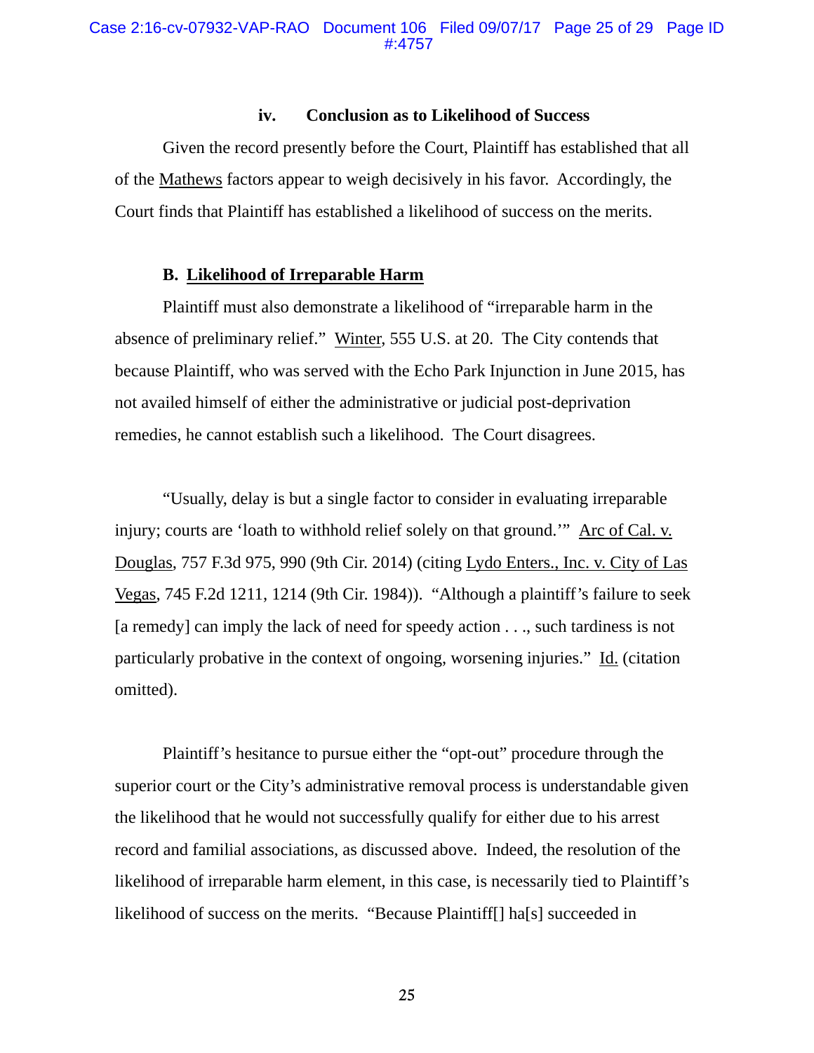#### iv. Conclusion as to Likelihood of Success

Given the record presently before the Court, Plaintiff has established that all of the Mathews factors appear to weigh decisively in his favor. Accordingly, the Court finds that Plaintiff has established a likelihood of success on the merits.

### B. Likelihood of Irreparable Harm

Plaintiff must also demonstrate a likelihood of "irreparable harm in the absence of preliminary relief." Winter, 555 U.S. at 20. The City contends that because Plaintiff, who was served with the Echo Park Injunction in June 2015, has not availed himself of either the administrative or judicial post-deprivation remedies, he cannot establish such a likelihood. The Court disagrees.

"Usually, delay is but a single factor to consider in evaluating irreparable injury; courts are 'loath to withhold relief solely on that ground.'" Arc of Cal. v. Douglas, 757 F.3d 975, 990 (9th Cir. 2014) (citing Lydo Enters., Inc. v. City of Las Vegas, 745 F.2d 1211, 1214 (9th Cir. 1984)). "Although a plaintiff's failure to seek [a remedy] can imply the lack of need for speedy action . . ., such tardiness is not particularly probative in the context of ongoing, worsening injuries." Id. (citation omitted).

Plaintiff's hesitance to pursue either the "opt-out" procedure through the superior court or the City's administrative removal process is understandable given the likelihood that he would not successfully qualify for either due to his arrest record and familial associations, as discussed above. Indeed, the resolution of the likelihood of irreparable harm element, in this case, is necessarily tied to Plaintiff's likelihood of success on the merits. "Because Plaintiff[] ha[s] succeeded in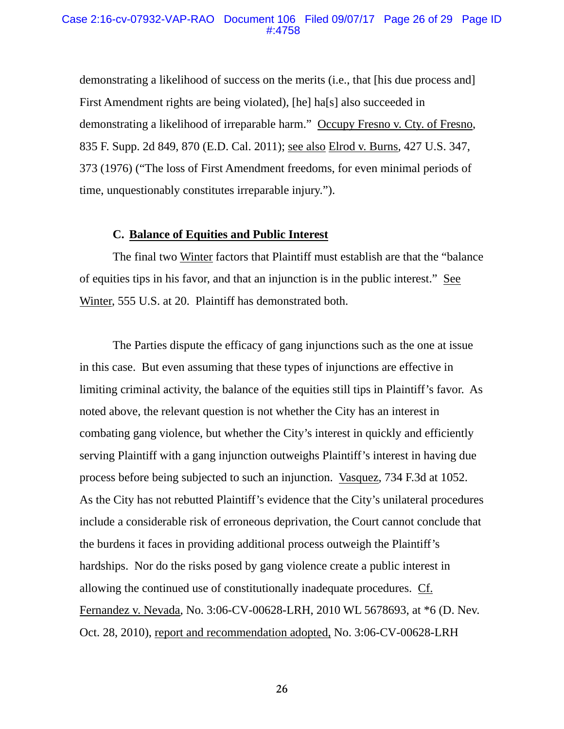demonstrating a likelihood of success on the merits (i.e., that [his due process and] First Amendment rights are being violated), [he] ha[s] also succeeded in demonstrating a likelihood of irreparable harm." Occupy Fresno v. Cty. of Fresno, 835 F. Supp. 2d 849, 870 (E.D. Cal. 2011); see also Elrod v. Burns, 427 U.S. 347, 373 (1976) ("The loss of First Amendment freedoms, for even minimal periods of time, unquestionably constitutes irreparable injury.").

### C. Balance of Equities and Public Interest

The final two Winter factors that Plaintiff must establish are that the "balance of equities tips in his favor, and that an injunction is in the public interest." See Winter, 555 U.S. at 20. Plaintiff has demonstrated both.

The Parties dispute the efficacy of gang injunctions such as the one at issue in this case. But even assuming that these types of injunctions are effective in limiting criminal activity, the balance of the equities still tips in Plaintiff's favor. As noted above, the relevant question is not whether the City has an interest in combating gang violence, but whether the City's interest in quickly and efficiently serving Plaintiff with a gang injunction outweighs Plaintiff's interest in having due process before being subjected to such an injunction. Vasquez, 734 F.3d at 1052. As the City has not rebutted Plaintiff's evidence that the City's unilateral procedures include a considerable risk of erroneous deprivation, the Court cannot conclude that the burdens it faces in providing additional process outweigh the Plaintiff's hardships. Nor do the risks posed by gang violence create a public interest in allowing the continued use of constitutionally inadequate procedures. Cf. Fernandez v. Nevada, No. 3:06-CV-00628-LRH, 2010 WL 5678693, at *6 (D. Nev. Oct. 28, 2010), report and recommendation adopted, No. 3:06-CV-00628-LRH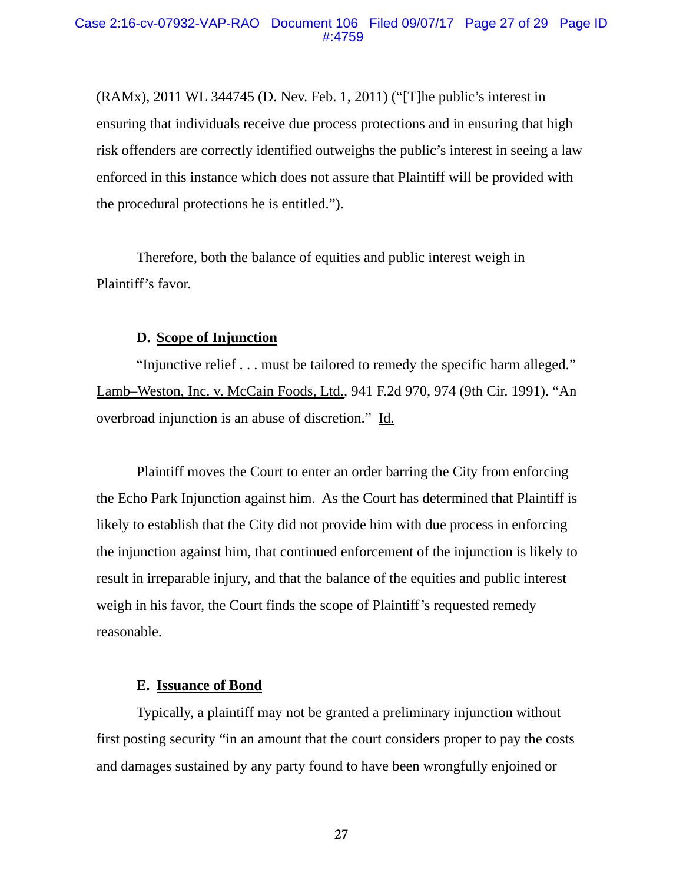(RAMx), 2011 WL 344745 (D. Nev. Feb. 1, 2011) ("[T]he public's interest in ensuring that individuals receive due process protections and in ensuring that high risk offenders are correctly identified outweighs the public's interest in seeing a law enforced in this instance which does not assure that Plaintiff will be provided with the procedural protections he is entitled.").

Therefore, both the balance of equities and public interest weigh in Plaintiff's favor.

**D. Scope of Injunction**

"Injunctive relief . . . must be tailored to remedy the specific harm alleged." Lamb–Weston, Inc. v. McCain Foods, Ltd., 941 F.2d 970, 974 (9th Cir. 1991). "An overbroad injunction is an abuse of discretion." Id.

Plaintiff moves the Court to enter an order barring the City from enforcing the Echo Park Injunction against him. As the Court has determined that Plaintiff is likely to establish that the City did not provide him with due process in enforcing the injunction against him, that continued enforcement of the injunction is likely to result in irreparable injury, and that the balance of the equities and public interest weigh in his favor, the Court finds the scope of Plaintiff's requested remedy reasonable.

**E. Issuance of Bond**

Typically, a plaintiff may not be granted a preliminary injunction without first posting security "in an amount that the court considers proper to pay the costs and damages sustained by any party found to have been wrongfully enjoined or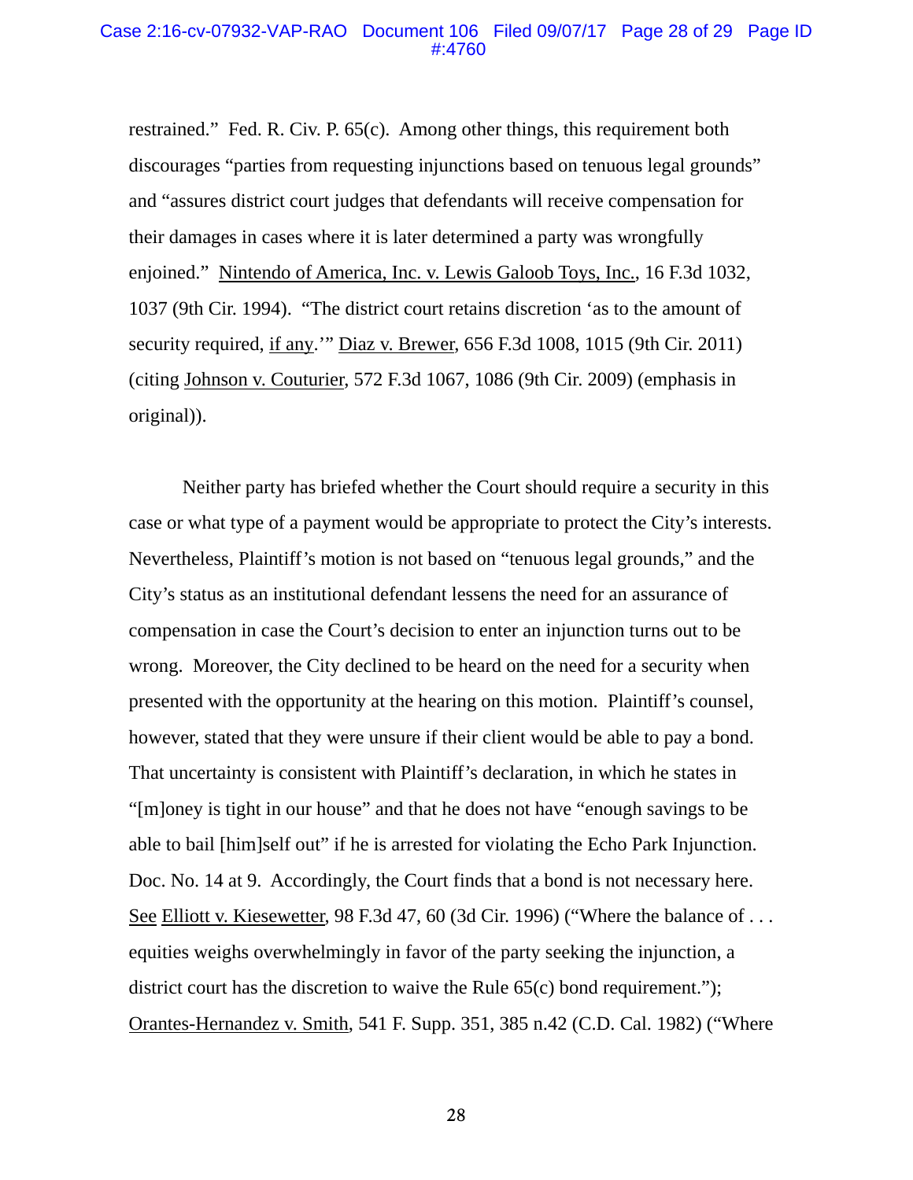restrained." Fed. R. Civ. P. 65(c). Among other things, this requirement both discourages "parties from requesting injunctions based on tenuous legal grounds" and "assures district court judges that defendants will receive compensation for their damages in cases where it is later determined a party was wrongfully enjoined." Nintendo of America, Inc. v. Lewis Galoob Toys, Inc., 16 F.3d 1032, 1037 (9th Cir. 1994). "The district court retains discretion 'as to the amount of security required, if any.'" Diaz v. Brewer, 656 F.3d 1008, 1015 (9th Cir. 2011) (citing Johnson v. Couturier, 572 F.3d 1067, 1086 (9th Cir. 2009) (emphasis in original)).

Neither party has briefed whether the Court should require a security in this case or what type of a payment would be appropriate to protect the City's interests. Nevertheless, Plaintiff's motion is not based on "tenuous legal grounds," and the City's status as an institutional defendant lessens the need for an assurance of compensation in case the Court's decision to enter an injunction turns out to be wrong. Moreover, the City declined to be heard on the need for a security when presented with the opportunity at the hearing on this motion. Plaintiff's counsel, however, stated that they were unsure if their client would be able to pay a bond. That uncertainty is consistent with Plaintiff's declaration, in which he states in "[m]oney is tight in our house" and that he does not have "enough savings to be able to bail [him]self out" if he is arrested for violating the Echo Park Injunction. Doc. No. 14 at 9. Accordingly, the Court finds that a bond is not necessary here. See Elliott v. Kiesewetter, 98 F.3d 47, 60 (3d Cir. 1996) ("Where the balance of . . . equities weighs overwhelmingly in favor of the party seeking the injunction, a district court has the discretion to waive the Rule 65(c) bond requirement."); Orantes-Hernandez v. Smith, 541 F. Supp. 351, 385 n.42 (C.D. Cal. 1982) ("Where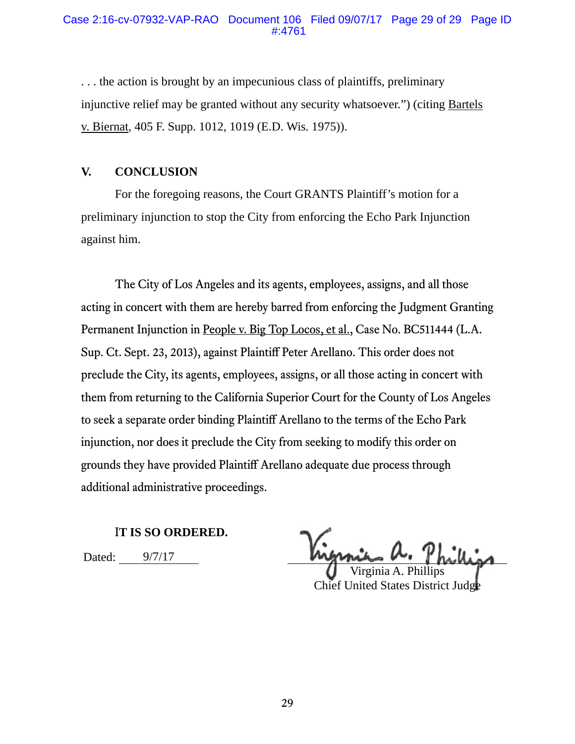. . . the action is brought by an impecunious class of plaintiffs, preliminary injunctive relief may be granted without any security whatsoever.") (citing Bartels v. Biernat, 405 F. Supp. 1012, 1019 (E.D. Wis. 1975)).

## V. CONCLUSION

For the foregoing reasons, the Court GRANTS Plaintiff's motion for a preliminary injunction to stop the City from enforcing the Echo Park Injunction against him.

The City of Los Angeles and its agents, employees, assigns, and all those acting in concert with them are hereby barred from enforcing the Judgment Granting Permanent Injunction in People v. Big Top Locos, et al., Case No. BC511444 (L.A. Sup. Ct. Sept. 23, 2013), against Plaintiff Peter Arellano. This order does not preclude the City, its agents, employees, assigns, or all those acting in concert with them from returning to the California Superior Court for the County of Los Angeles to seek a separate order binding Plaintiff Arellano to the terms of the Echo Park injunction, nor does it preclude the City from seeking to modify this order on grounds they have provided Plaintiff Arellano adequate due process through additional administrative proceedings.

**IT IS SO ORDERED.**

Dated: 9/7/17

Virginia A. Phillips
Chief United States District Judge